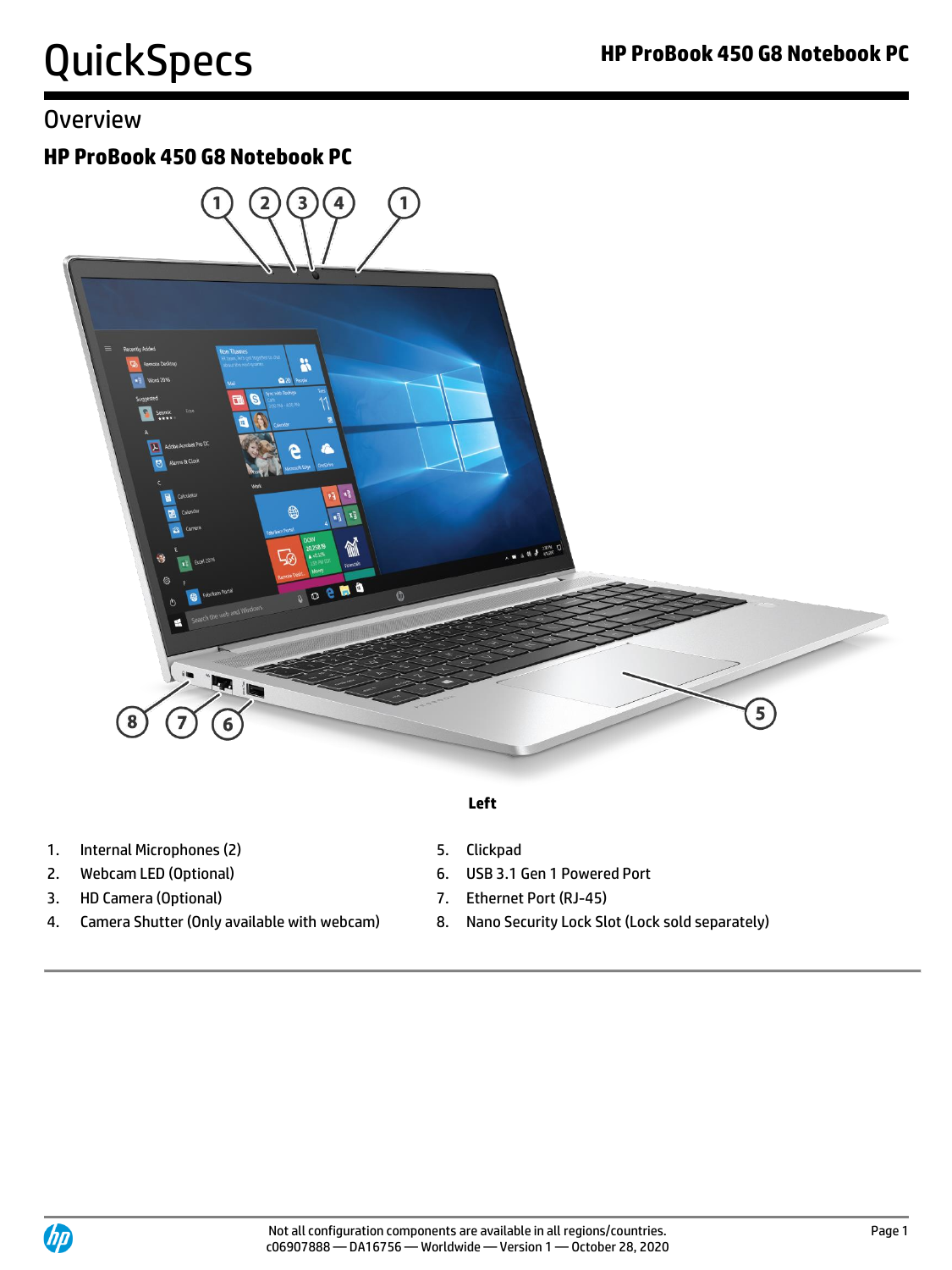# QuickSpecs

## Overview

### HP ProBook 450 G8 Notebook PC

**Left**

1. Internal Microphones (2)
2. Webcam LED (Optional)
3. HD Camera (Optional)
4. Camera Shutter (Only available with webcam)
5. Clickpad
6. USB 3.1 Gen 1 Powered Port
7. Ethernet Port (RJ-45)
8. Nano Security Lock Slot (Lock sold separately)

Not all configuration components are available in all regions/countries.
c06907888 — DA16756 — Worldwide — Version 1 — October 28, 2020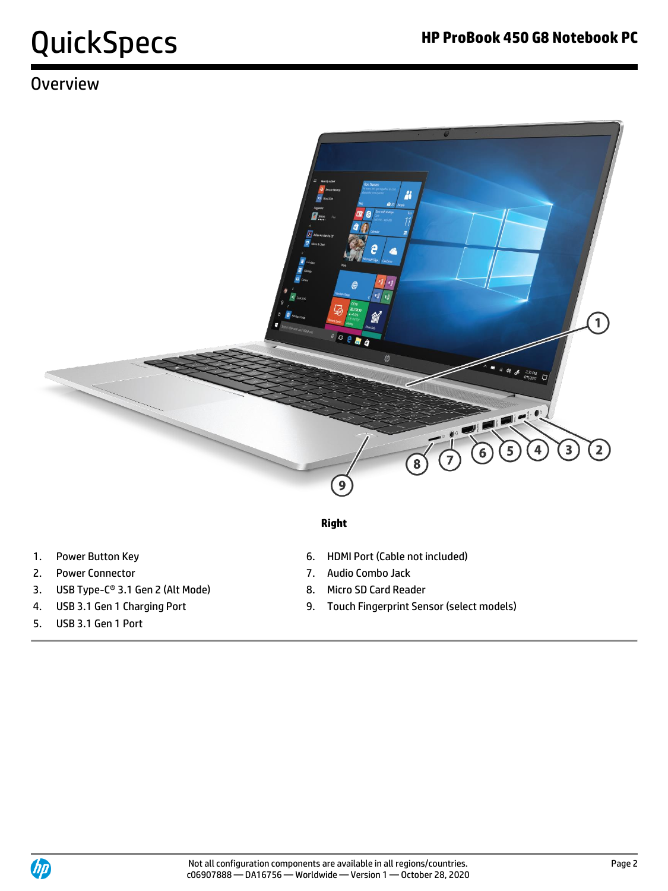## Overview

**Right**

1. Power Button Key
2. Power Connector
3. USB Type-C® 3.1 Gen 2 (Alt Mode)
4. USB 3.1 Gen 1 Charging Port
5. USB 3.1 Gen 1 Port
6. HDMI Port (Cable not included)
7. Audio Combo Jack
8. Micro SD Card Reader
9. Touch Fingerprint Sensor (select models)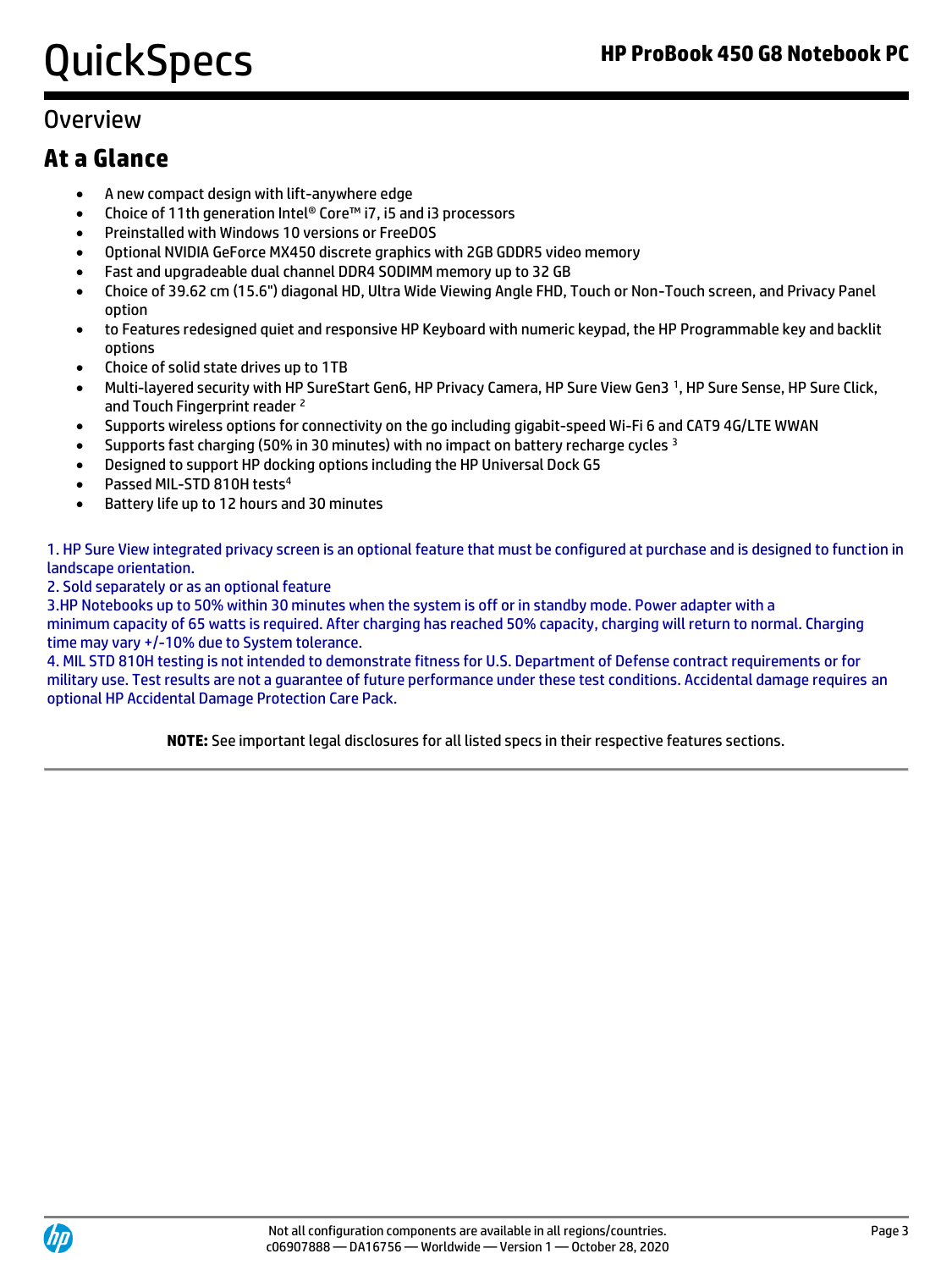## Overview

### At a Glance

- A new compact design with lift-anywhere edge
- Choice of 11th generation Intel® Core™ i7, i5 and i3 processors
- Preinstalled with Windows 10 versions or FreeDOS
- Optional NVIDIA GeForce MX450 discrete graphics with 2GB GDDR5 video memory
- Fast and upgradeable dual channel DDR4 SODIMM memory up to 32 GB
- Choice of 39.62 cm (15.6") diagonal HD, Ultra Wide Viewing Angle FHD, Touch or Non-Touch screen, and Privacy Panel option
- to Features redesigned quiet and responsive HP Keyboard with numeric keypad, the HP Programmable key and backlit options
- Choice of solid state drives up to 1TB
- Multi-layered security with HP SureStart Gen6, HP Privacy Camera, HP Sure View Gen3 [1], HP Sure Sense, HP Sure Click, and Touch Fingerprint reader [2]
- Supports wireless options for connectivity on the go including gigabit-speed Wi-Fi 6 and CAT9 4G/LTE WWAN
- Supports fast charging (50% in 30 minutes) with no impact on battery recharge cycles [3]
- Designed to support HP docking options including the HP Universal Dock G5
- Passed MIL-STD 810H tests[4]
- Battery life up to 12 hours and 30 minutes

1. HP Sure View integrated privacy screen is an optional feature that must be configured at purchase and is designed to function in landscape orientation.
2. Sold separately or as an optional feature
3.HP Notebooks up to 50% within 30 minutes when the system is off or in standby mode. Power adapter with a minimum capacity of 65 watts is required. After charging has reached 50% capacity, charging will return to normal. Charging time may vary +/-10% due to System tolerance.
4. MIL STD 810H testing is not intended to demonstrate fitness for U.S. Department of Defense contract requirements or for military use. Test results are not a guarantee of future performance under these test conditions. Accidental damage requires an optional HP Accidental Damage Protection Care Pack.

**NOTE:** See important legal disclosures for all listed specs in their respective features sections.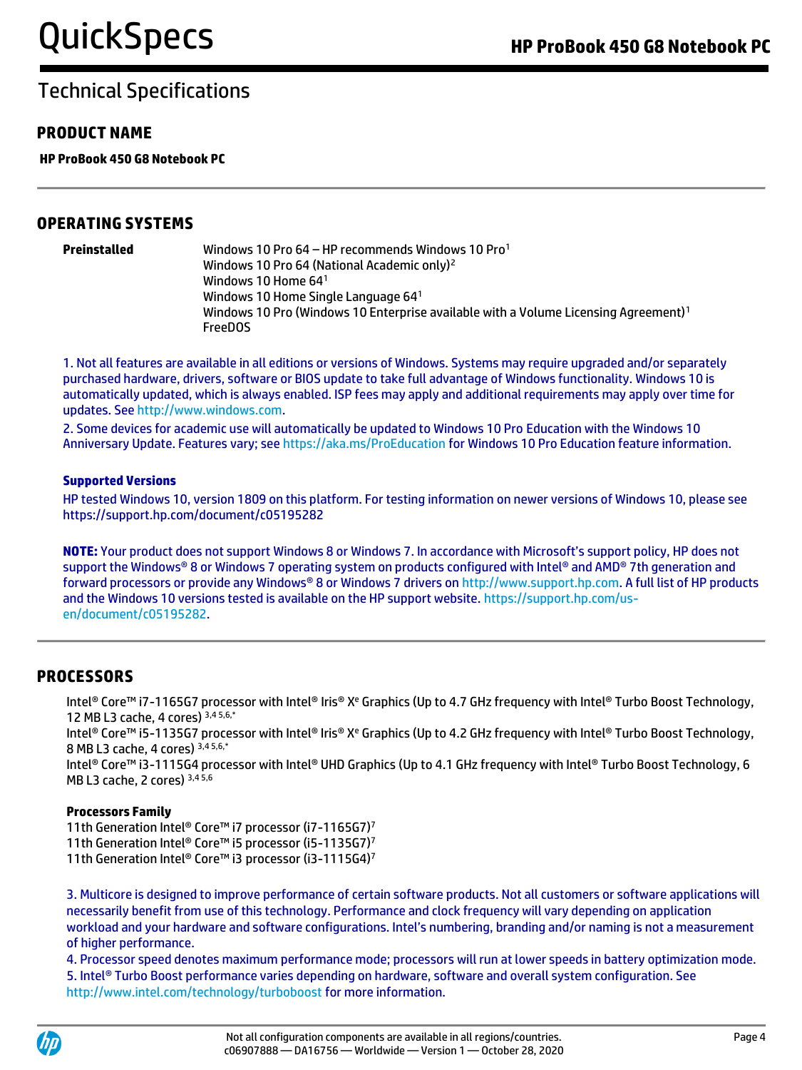# Technical Specifications

## PRODUCT NAME

**HP ProBook 450 G8 Notebook PC**

## OPERATING SYSTEMS

**Preinstalled**

Windows 10 Pro 64 – HP recommends Windows 10 Pro[1]
Windows 10 Pro 64 (National Academic only)[2]
Windows 10 Home 64[1]
Windows 10 Home Single Language 64[1]
Windows 10 Pro (Windows 10 Enterprise available with a Volume Licensing Agreement)[1]
FreeDOS

1. Not all features are available in all editions or versions of Windows. Systems may require upgraded and/or separately purchased hardware, drivers, software or BIOS update to take full advantage of Windows functionality. Windows 10 is automatically updated, which is always enabled. ISP fees may apply and additional requirements may apply over time for updates. See http://www.windows.com.
2. Some devices for academic use will automatically be updated to Windows 10 Pro Education with the Windows 10 Anniversary Update. Features vary; see https://aka.ms/ProEducation for Windows 10 Pro Education feature information.

**Supported Versions**

HP tested Windows 10, version 1809 on this platform. For testing information on newer versions of Windows 10, please see https://support.hp.com/document/c05195282

**NOTE:** Your product does not support Windows 8 or Windows 7. In accordance with Microsoft's support policy, HP does not support the Windows® 8 or Windows 7 operating system on products configured with Intel® and AMD® 7th generation and forward processors or provide any Windows® 8 or Windows 7 drivers on http://www.support.hp.com. A full list of HP products and the Windows 10 versions tested is available on the HP support website. https://support.hp.com/us-en/document/c05195282.

## PROCESSORS

Intel® Core™ i7-1165G7 processor with Intel® Iris® Xᵉ Graphics (Up to 4.7 GHz frequency with Intel® Turbo Boost Technology, 12 MB L3 cache, 4 cores) [3,4,5,6,*]
Intel® Core™ i5-1135G7 processor with Intel® Iris® Xᵉ Graphics (Up to 4.2 GHz frequency with Intel® Turbo Boost Technology, 8 MB L3 cache, 4 cores) [3,4,5,6,*]
Intel® Core™ i3-1115G4 processor with Intel® UHD Graphics (Up to 4.1 GHz frequency with Intel® Turbo Boost Technology, 6 MB L3 cache, 2 cores) [3,4,5,6]

**Processors Family**

11th Generation Intel® Core™ i7 processor (i7-1165G7)[7]
11th Generation Intel® Core™ i5 processor (i5-1135G7)[7]
11th Generation Intel® Core™ i3 processor (i3-1115G4)[7]

3. Multicore is designed to improve performance of certain software products. Not all customers or software applications will necessarily benefit from use of this technology. Performance and clock frequency will vary depending on application workload and your hardware and software configurations. Intel's numbering, branding and/or naming is not a measurement of higher performance.
4. Processor speed denotes maximum performance mode; processors will run at lower speeds in battery optimization mode.
5. Intel® Turbo Boost performance varies depending on hardware, software and overall system configuration. See http://www.intel.com/technology/turboboost for more information.

Not all configuration components are available in all regions/countries.
c06907888 — DA16756 — Worldwide — Version 1 — October 28, 2020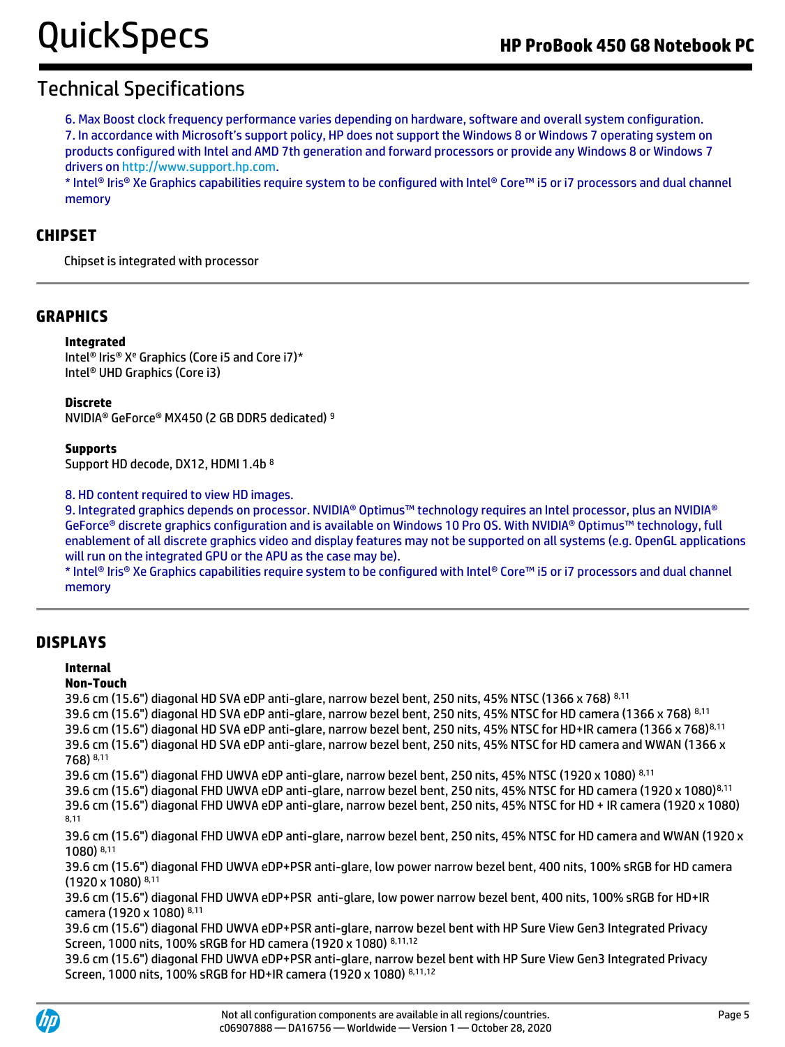## Technical Specifications

6. Max Boost clock frequency performance varies depending on hardware, software and overall system configuration.
7. In accordance with Microsoft's support policy, HP does not support the Windows 8 or Windows 7 operating system on products configured with Intel and AMD 7th generation and forward processors or provide any Windows 8 or Windows 7 drivers on http://www.support.hp.com.
* Intel® Iris® Xe Graphics capabilities require system to be configured with Intel® Core™ i5 or i7 processors and dual channel memory

## CHIPSET

Chipset is integrated with processor

## GRAPHICS

**Integrated**
Intel® Iris® Xᵉ Graphics (Core i5 and Core i7)*
Intel® UHD Graphics (Core i3)

**Discrete**
NVIDIA® GeForce® MX450 (2 GB DDR5 dedicated) [9]

**Supports**
Support HD decode, DX12, HDMI 1.4b [8]

8. HD content required to view HD images.
9. Integrated graphics depends on processor. NVIDIA® Optimus™ technology requires an Intel processor, plus an NVIDIA® GeForce® discrete graphics configuration and is available on Windows 10 Pro OS. With NVIDIA® Optimus™ technology, full enablement of all discrete graphics video and display features may not be supported on all systems (e.g. OpenGL applications will run on the integrated GPU or the APU as the case may be).
* Intel® Iris® Xe Graphics capabilities require system to be configured with Intel® Core™ i5 or i7 processors and dual channel memory

## DISPLAYS

**Internal**
**Non-Touch**
39.6 cm (15.6") diagonal HD SVA eDP anti-glare, narrow bezel bent, 250 nits, 45% NTSC (1366 x 768) [8,11]
39.6 cm (15.6") diagonal HD SVA eDP anti-glare, narrow bezel bent, 250 nits, 45% NTSC for HD camera (1366 x 768) [8,11]
39.6 cm (15.6") diagonal HD SVA eDP anti-glare, narrow bezel bent, 250 nits, 45% NTSC for HD+IR camera (1366 x 768) [8,11]
39.6 cm (15.6") diagonal HD SVA eDP anti-glare, narrow bezel bent, 250 nits, 45% NTSC for HD camera and WWAN (1366 x 768) [8,11]
39.6 cm (15.6") diagonal FHD UWVA eDP anti-glare, narrow bezel bent, 250 nits, 45% NTSC (1920 x 1080) [8,11]
39.6 cm (15.6") diagonal FHD UWVA eDP anti-glare, narrow bezel bent, 250 nits, 45% NTSC for HD camera (1920 x 1080) [8,11]
39.6 cm (15.6") diagonal FHD UWVA eDP anti-glare, narrow bezel bent, 250 nits, 45% NTSC for HD + IR camera (1920 x 1080) [8,11]
39.6 cm (15.6") diagonal FHD UWVA eDP anti-glare, narrow bezel bent, 250 nits, 45% NTSC for HD camera and WWAN (1920 x 1080) [8,11]
39.6 cm (15.6") diagonal FHD UWVA eDP+PSR anti-glare, low power narrow bezel bent, 400 nits, 100% sRGB for HD camera (1920 x 1080) [8,11]
39.6 cm (15.6") diagonal FHD UWVA eDP+PSR anti-glare, low power narrow bezel bent, 400 nits, 100% sRGB for HD+IR camera (1920 x 1080) [8,11]
39.6 cm (15.6") diagonal FHD UWVA eDP+PSR anti-glare, narrow bezel bent with HP Sure View Gen3 Integrated Privacy Screen, 1000 nits, 100% sRGB for HD camera (1920 x 1080) [8,11,12]
39.6 cm (15.6") diagonal FHD UWVA eDP+PSR anti-glare, narrow bezel bent with HP Sure View Gen3 Integrated Privacy Screen, 1000 nits, 100% sRGB for HD+IR camera (1920 x 1080) [8,11,12]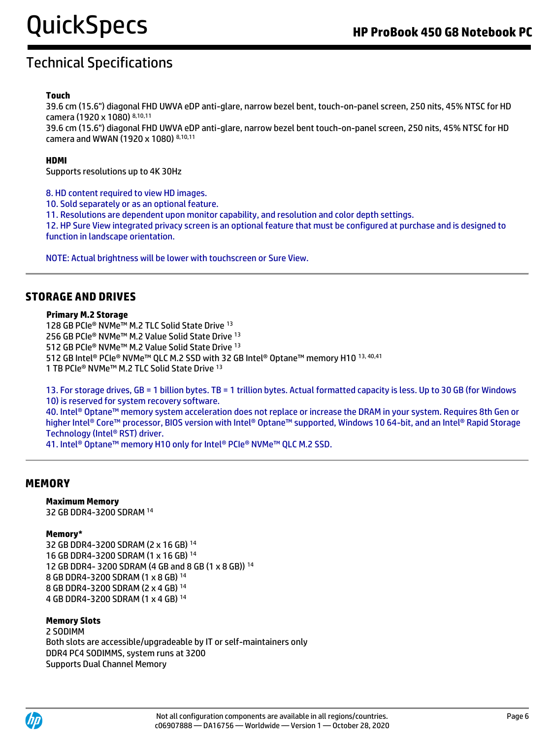## Technical Specifications

**Touch**

39.6 cm (15.6") diagonal FHD UWVA eDP anti-glare, narrow bezel bent, touch-on-panel screen, 250 nits, 45% NTSC for HD camera (1920 x 1080) [8,10,11]

39.6 cm (15.6") diagonal FHD UWVA eDP anti-glare, narrow bezel bent touch-on-panel screen, 250 nits, 45% NTSC for HD camera and WWAN (1920 x 1080) [8,10,11]

**HDMI**

Supports resolutions up to 4K 30Hz

8. HD content required to view HD images.
10. Sold separately or as an optional feature.
11. Resolutions are dependent upon monitor capability, and resolution and color depth settings.
12. HP Sure View integrated privacy screen is an optional feature that must be configured at purchase and is designed to function in landscape orientation.

NOTE: Actual brightness will be lower with touchscreen or Sure View.

## STORAGE AND DRIVES

**Primary M.2 Storage**

128 GB PCIe® NVMe™ M.2 TLC Solid State Drive [13]
256 GB PCIe® NVMe™ M.2 Value Solid State Drive [13]
512 GB PCIe® NVMe™ M.2 Value Solid State Drive [13]
512 GB Intel® PCIe® NVMe™ QLC M.2 SSD with 32 GB Intel® Optane™ memory H10 [13, 40,41]
1 TB PCIe® NVMe™ M.2 TLC Solid State Drive [13]

13. For storage drives, GB = 1 billion bytes. TB = 1 trillion bytes. Actual formatted capacity is less. Up to 30 GB (for Windows 10) is reserved for system recovery software.
40. Intel® Optane™ memory system acceleration does not replace or increase the DRAM in your system. Requires 8th Gen or higher Intel® Core™ processor, BIOS version with Intel® Optane™ supported, Windows 10 64-bit, and an Intel® Rapid Storage Technology (Intel® RST) driver.
41. Intel® Optane™ memory H10 only for Intel® PCIe® NVMe™ QLC M.2 SSD.

## MEMORY

**Maximum Memory**

32 GB DDR4-3200 SDRAM [14]

**Memory***

32 GB DDR4-3200 SDRAM (2 x 16 GB) [14]
16 GB DDR4-3200 SDRAM (1 x 16 GB) [14]
12 GB DDR4- 3200 SDRAM (4 GB and 8 GB (1 x 8 GB)) [14]
8 GB DDR4-3200 SDRAM (1 x 8 GB) [14]
8 GB DDR4-3200 SDRAM (2 x 4 GB) [14]
4 GB DDR4-3200 SDRAM (1 x 4 GB) [14]

**Memory Slots**

2 SODIMM
Both slots are accessible/upgradeable by IT or self-maintainers only
DDR4 PC4 SODIMMS, system runs at 3200
Supports Dual Channel Memory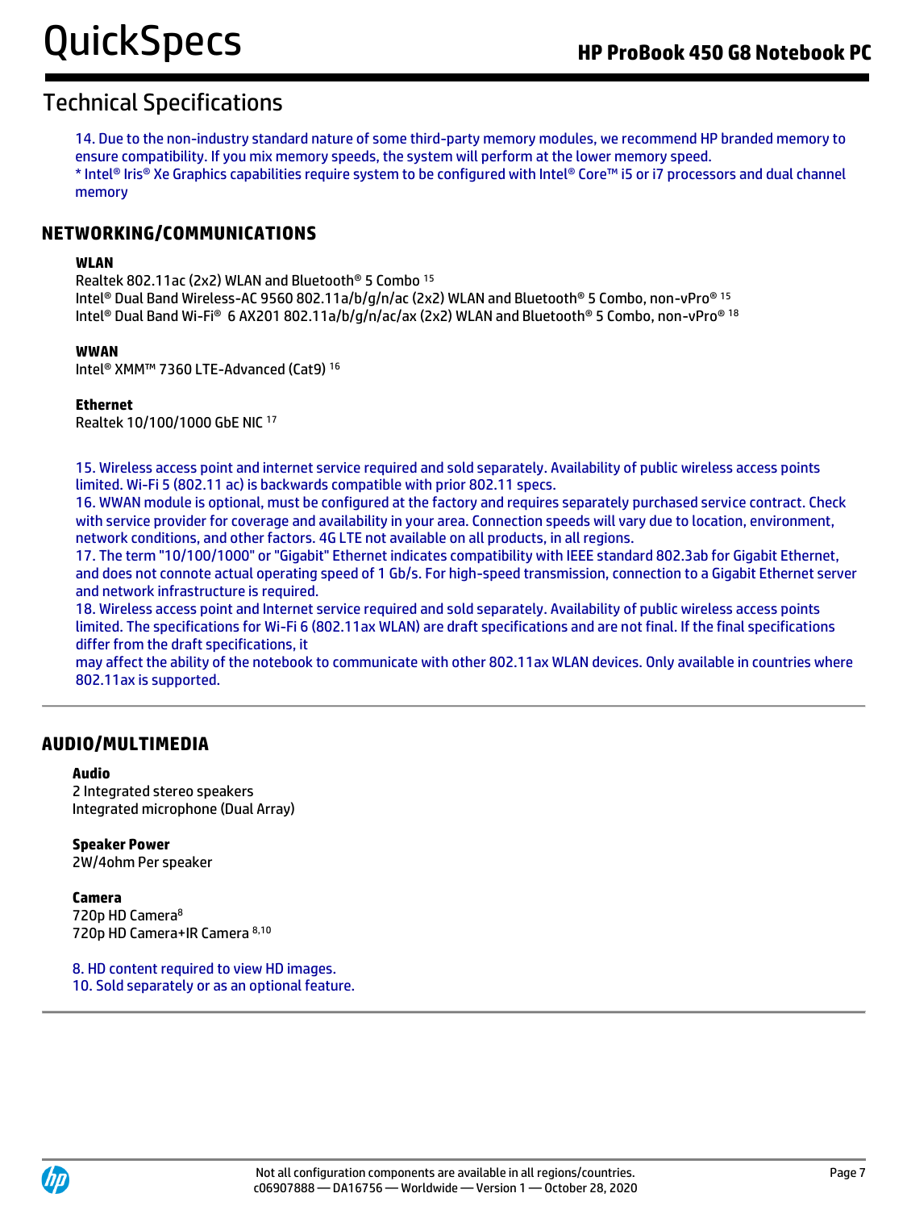## Technical Specifications

14. Due to the non-industry standard nature of some third-party memory modules, we recommend HP branded memory to ensure compatibility. If you mix memory speeds, the system will perform at the lower memory speed.
* Intel® Iris® Xe Graphics capabilities require system to be configured with Intel® Core™ i5 or i7 processors and dual channel memory

### NETWORKING/COMMUNICATIONS

**WLAN**
Realtek 802.11ac (2x2) WLAN and Bluetooth® 5 Combo [15]
Intel® Dual Band Wireless-AC 9560 802.11a/b/g/n/ac (2x2) WLAN and Bluetooth® 5 Combo, non-vPro® [15]
Intel® Dual Band Wi-Fi® 6 AX201 802.11a/b/g/n/ac/ax (2x2) WLAN and Bluetooth® 5 Combo, non-vPro® [18]

**WWAN**
Intel® XMM™ 7360 LTE-Advanced (Cat9) [16]

**Ethernet**
Realtek 10/100/1000 GbE NIC [17]

15. Wireless access point and internet service required and sold separately. Availability of public wireless access points limited. Wi-Fi 5 (802.11 ac) is backwards compatible with prior 802.11 specs.
16. WWAN module is optional, must be configured at the factory and requires separately purchased service contract. Check with service provider for coverage and availability in your area. Connection speeds will vary due to location, environment, network conditions, and other factors. 4G LTE not available on all products, in all regions.
17. The term "10/100/1000" or "Gigabit" Ethernet indicates compatibility with IEEE standard 802.3ab for Gigabit Ethernet, and does not connote actual operating speed of 1 Gb/s. For high-speed transmission, connection to a Gigabit Ethernet server and network infrastructure is required.
18. Wireless access point and Internet service required and sold separately. Availability of public wireless access points limited. The specifications for Wi-Fi 6 (802.11ax WLAN) are draft specifications and are not final. If the final specifications differ from the draft specifications, it may affect the ability of the notebook to communicate with other 802.11ax WLAN devices. Only available in countries where 802.11ax is supported.

### AUDIO/MULTIMEDIA

**Audio**
2 Integrated stereo speakers
Integrated microphone (Dual Array)

**Speaker Power**
2W/4ohm Per speaker

**Camera**
720p HD Camera[8]
720p HD Camera+IR Camera [8,10]

8. HD content required to view HD images.
10. Sold separately or as an optional feature.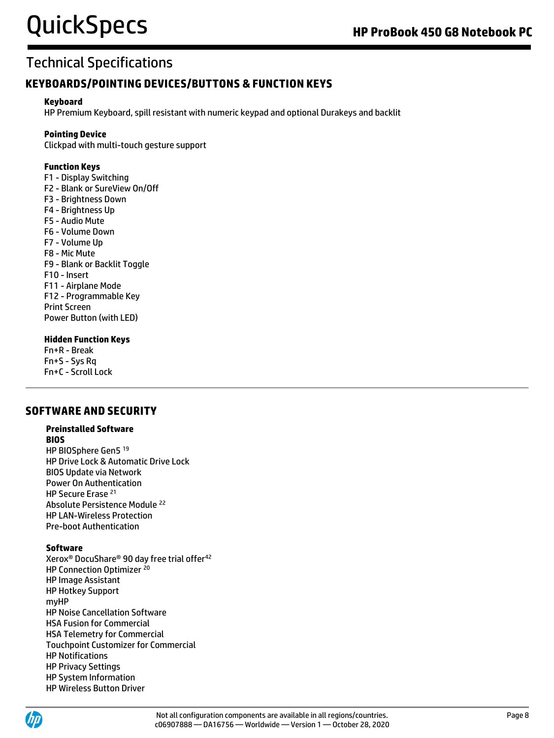## Technical Specifications

### KEYBOARDS/POINTING DEVICES/BUTTONS & FUNCTION KEYS

**Keyboard**
HP Premium Keyboard, spill resistant with numeric keypad and optional Durakeys and backlit

**Pointing Device**
Clickpad with multi-touch gesture support

**Function Keys**
F1 - Display Switching
F2 - Blank or SureView On/Off
F3 - Brightness Down
F4 - Brightness Up
F5 - Audio Mute
F6 - Volume Down
F7 - Volume Up
F8 - Mic Mute
F9 - Blank or Backlit Toggle
F10 - Insert
F11 - Airplane Mode
F12 - Programmable Key
Print Screen
Power Button (with LED)

**Hidden Function Keys**
Fn+R - Break
Fn+S - Sys Rq
Fn+C - Scroll Lock

### SOFTWARE AND SECURITY

**Preinstalled Software**
**BIOS**
HP BIOSphere Gen5 [19]
HP Drive Lock & Automatic Drive Lock
BIOS Update via Network
Power On Authentication
HP Secure Erase [21]
Absolute Persistence Module [22]
HP LAN-Wireless Protection
Pre-boot Authentication

**Software**
Xerox® DocuShare® 90 day free trial offer[42]
HP Connection Optimizer [20]
HP Image Assistant
HP Hotkey Support
myHP
HP Noise Cancellation Software
HSA Fusion for Commercial
HSA Telemetry for Commercial
Touchpoint Customizer for Commercial
HP Notifications
HP Privacy Settings
HP System Information
HP Wireless Button Driver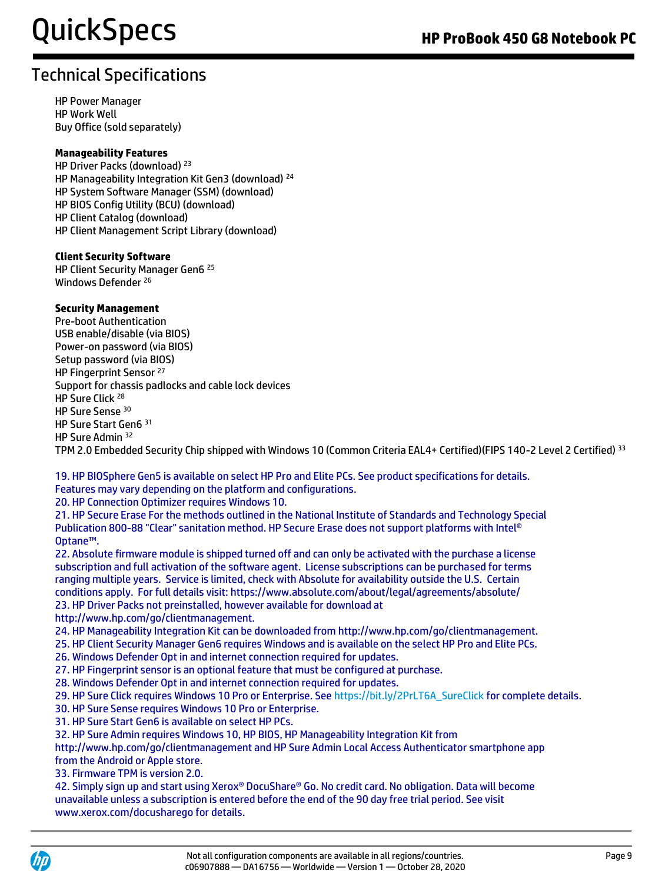## Technical Specifications

HP Power Manager
HP Work Well
Buy Office (sold separately)

**Manageability Features**
HP Driver Packs (download) [23]
HP Manageability Integration Kit Gen3 (download) [24]
HP System Software Manager (SSM) (download)
HP BIOS Config Utility (BCU) (download)
HP Client Catalog (download)
HP Client Management Script Library (download)

**Client Security Software**
HP Client Security Manager Gen6 [25]
Windows Defender [26]

**Security Management**
Pre-boot Authentication
USB enable/disable (via BIOS)
Power-on password (via BIOS)
Setup password (via BIOS)
HP Fingerprint Sensor [27]
Support for chassis padlocks and cable lock devices
HP Sure Click [28]
HP Sure Sense [30]
HP Sure Start Gen6 [31]
HP Sure Admin [32]
TPM 2.0 Embedded Security Chip shipped with Windows 10 (Common Criteria EAL4+ Certified)(FIPS 140-2 Level 2 Certified) [33]

19. HP BIOSphere Gen5 is available on select HP Pro and Elite PCs. See product specifications for details. Features may vary depending on the platform and configurations.
20. HP Connection Optimizer requires Windows 10.
21. HP Secure Erase For the methods outlined in the National Institute of Standards and Technology Special Publication 800-88 "Clear" sanitation method. HP Secure Erase does not support platforms with Intel® Optane™.
22. Absolute firmware module is shipped turned off and can only be activated with the purchase a license subscription and full activation of the software agent. License subscriptions can be purchased for terms ranging multiple years. Service is limited, check with Absolute for availability outside the U.S. Certain conditions apply. For full details visit: https://www.absolute.com/about/legal/agreements/absolute/
23. HP Driver Packs not preinstalled, however available for download at http://www.hp.com/go/clientmanagement.
24. HP Manageability Integration Kit can be downloaded from http://www.hp.com/go/clientmanagement.
25. HP Client Security Manager Gen6 requires Windows and is available on the select HP Pro and Elite PCs.
26. Windows Defender Opt in and internet connection required for updates.
27. HP Fingerprint sensor is an optional feature that must be configured at purchase.
28. Windows Defender Opt in and internet connection required for updates.
29. HP Sure Click requires Windows 10 Pro or Enterprise. See https://bit.ly/2PrLT6A_SureClick for complete details.
30. HP Sure Sense requires Windows 10 Pro or Enterprise.
31. HP Sure Start Gen6 is available on select HP PCs.
32. HP Sure Admin requires Windows 10, HP BIOS, HP Manageability Integration Kit from http://www.hp.com/go/clientmanagement and HP Sure Admin Local Access Authenticator smartphone app from the Android or Apple store.
33. Firmware TPM is version 2.0.
42. Simply sign up and start using Xerox® DocuShare® Go. No credit card. No obligation. Data will become unavailable unless a subscription is entered before the end of the 90 day free trial period. See visit www.xerox.com/docusharego for details.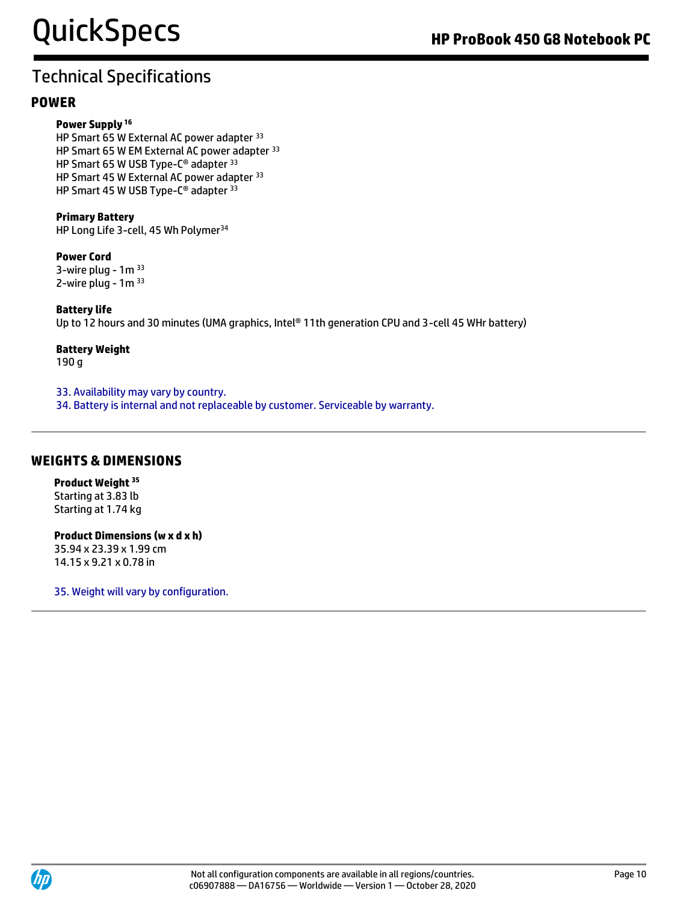# Technical Specifications

## POWER

**Power Supply** [16]
HP Smart 65 W External AC power adapter [33]
HP Smart 65 W EM External AC power adapter [33]
HP Smart 65 W USB Type-C® adapter [33]
HP Smart 45 W External AC power adapter [33]
HP Smart 45 W USB Type-C® adapter [33]

**Primary Battery**
HP Long Life 3-cell, 45 Wh Polymer[34]

**Power Cord**
3-wire plug - 1m [33]
2-wire plug - 1m [33]

**Battery life**
Up to 12 hours and 30 minutes (UMA graphics, Intel® 11th generation CPU and 3-cell 45 WHr battery)

**Battery Weight**
190 g

33. Availability may vary by country.
34. Battery is internal and not replaceable by customer. Serviceable by warranty.

## WEIGHTS & DIMENSIONS

**Product Weight** [35]
Starting at 3.83 lb
Starting at 1.74 kg

**Product Dimensions (w x d x h)**
35.94 x 23.39 x 1.99 cm
14.15 x 9.21 x 0.78 in

35. Weight will vary by configuration.

Not all configuration components are available in all regions/countries.
c06907888 — DA16756 — Worldwide — Version 1 — October 28, 2020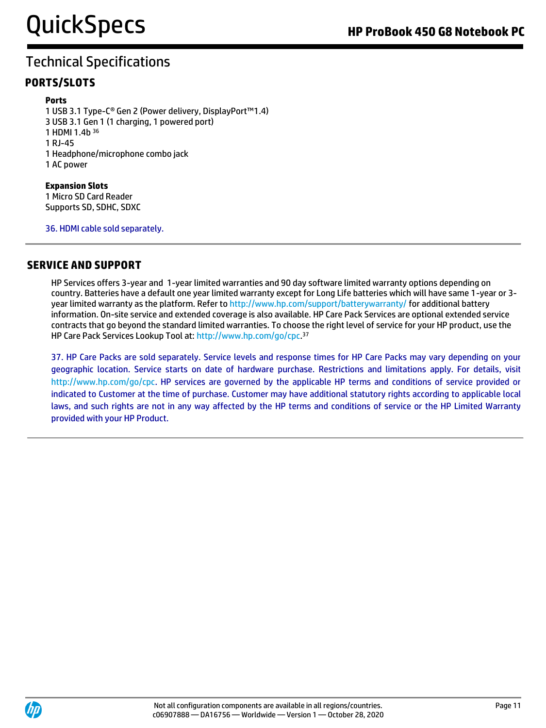## Technical Specifications

### PORTS/SLOTS

**Ports**

1 USB 3.1 Type-C® Gen 2 (Power delivery, DisplayPort™1.4)
3 USB 3.1 Gen 1 (1 charging, 1 powered port)
1 HDMI 1.4b [36]
1 RJ-45
1 Headphone/microphone combo jack
1 AC power

**Expansion Slots**

1 Micro SD Card Reader
Supports SD, SDHC, SDXC

36. HDMI cable sold separately.

### SERVICE AND SUPPORT

HP Services offers 3-year and 1-year limited warranties and 90 day software limited warranty options depending on country. Batteries have a default one year limited warranty except for Long Life batteries which will have same 1-year or 3-year limited warranty as the platform. Refer to http://www.hp.com/support/batterywarranty/ for additional battery information. On-site service and extended coverage is also available. HP Care Pack Services are optional extended service contracts that go beyond the standard limited warranties. To choose the right level of service for your HP product, use the HP Care Pack Services Lookup Tool at: http://www.hp.com/go/cpc.[37]

37. HP Care Packs are sold separately. Service levels and response times for HP Care Packs may vary depending on your geographic location. Service starts on date of hardware purchase. Restrictions and limitations apply. For details, visit http://www.hp.com/go/cpc. HP services are governed by the applicable HP terms and conditions of service provided or indicated to Customer at the time of purchase. Customer may have additional statutory rights according to applicable local laws, and such rights are not in any way affected by the HP terms and conditions of service or the HP Limited Warranty provided with your HP Product.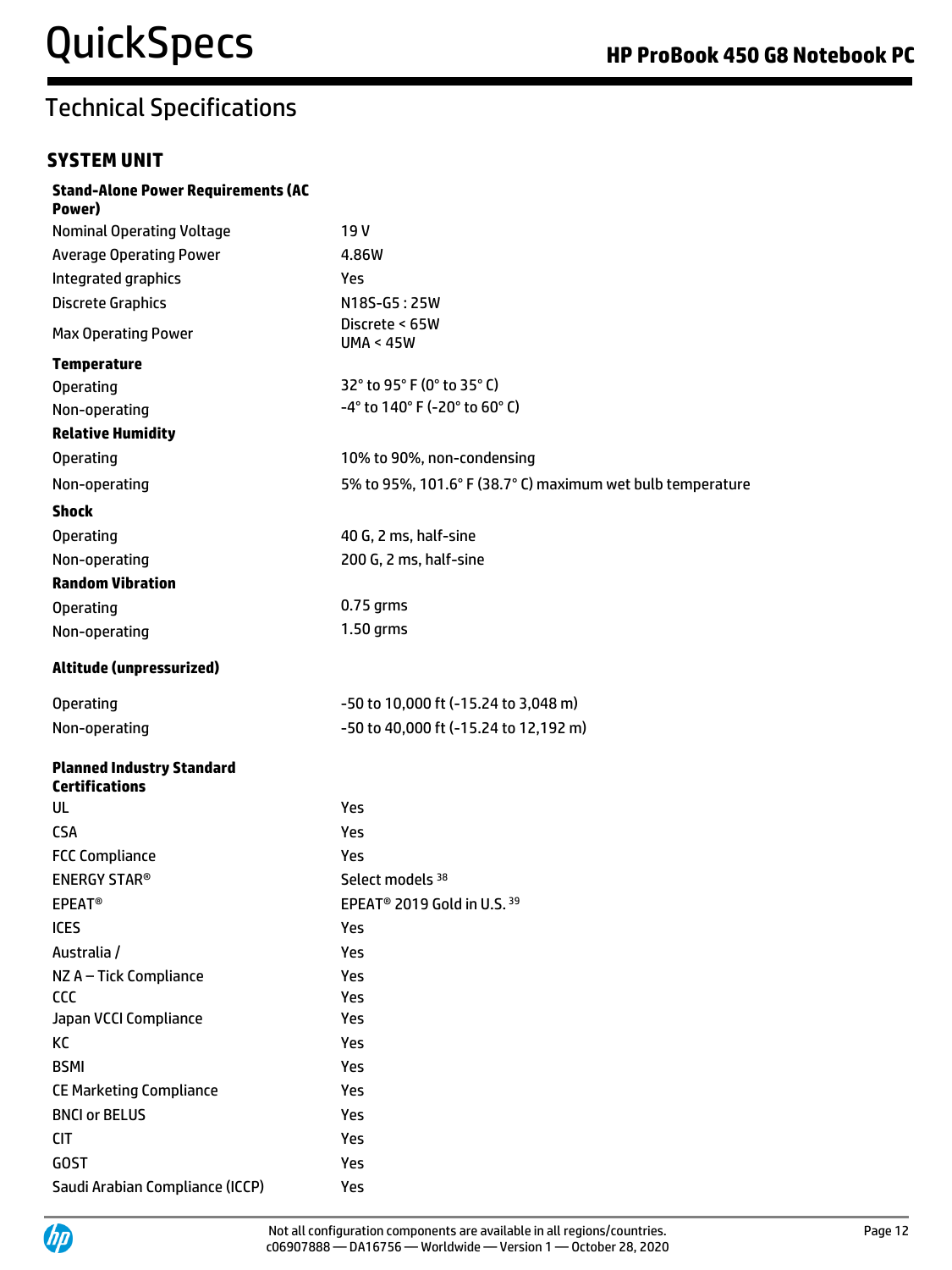# Technical Specifications

## SYSTEM UNIT

| **Stand-Alone Power Requirements (AC Power)** | |
|---|---|
| Nominal Operating Voltage | 19 V |
| Average Operating Power | 4.86W |
| Integrated graphics | Yes |
| Discrete Graphics | N18S-G5 : 25W |
| Max Operating Power | Discrete < 65W<br>UMA < 45W |
| **Temperature** | |
| Operating | 32° to 95° F (0° to 35° C) |
| Non-operating | -4° to 140° F (-20° to 60° C) |
| **Relative Humidity** | |
| Operating | 10% to 90%, non-condensing |
| Non-operating | 5% to 95%, 101.6° F (38.7° C) maximum wet bulb temperature |
| **Shock** | |
| Operating | 40 G, 2 ms, half-sine |
| Non-operating | 200 G, 2 ms, half-sine |
| **Random Vibration** | |
| Operating | 0.75 grms |
| Non-operating | 1.50 grms |
| **Altitude (unpressurized)** | |
| Operating | -50 to 10,000 ft (-15.24 to 3,048 m) |
| Non-operating | -50 to 40,000 ft (-15.24 to 12,192 m) |
| **Planned Industry Standard Certifications** | |
| UL | Yes |
| CSA | Yes |
| FCC Compliance | Yes |
| ENERGY STAR® | Select models [38] |
| EPEAT® | EPEAT® 2019 Gold in U.S. [39] |
| ICES | Yes |
| Australia / | Yes |
| NZ A – Tick Compliance | Yes |
| CCC | Yes |
| Japan VCCI Compliance | Yes |
| KC | Yes |
| BSMI | Yes |
| CE Marketing Compliance | Yes |
| BNCI or BELUS | Yes |
| CIT | Yes |
| GOST | Yes |
| Saudi Arabian Compliance (ICCP) | Yes |

Not all configuration components are available in all regions/countries.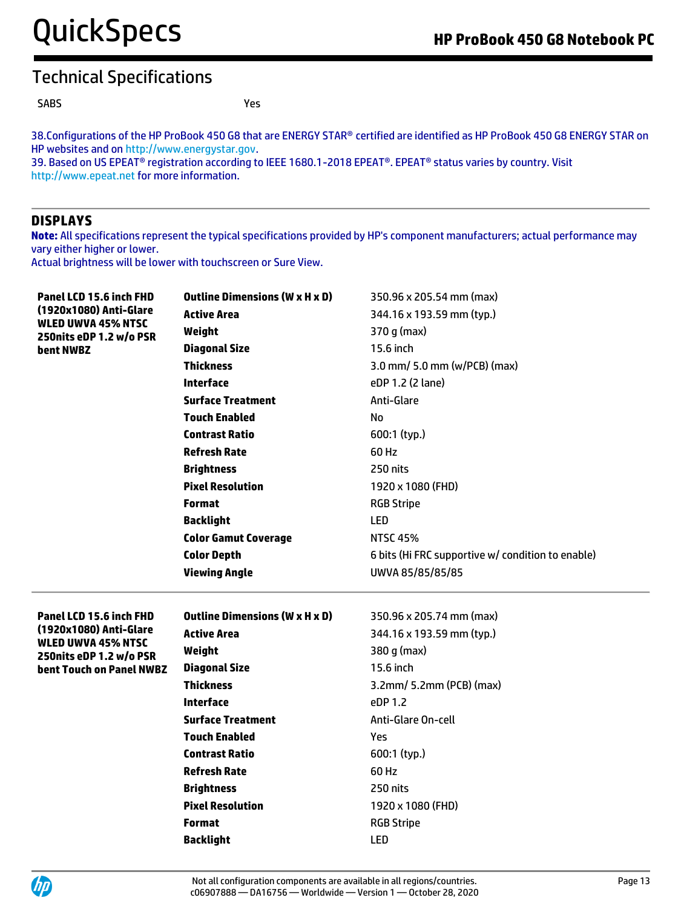## Technical Specifications

| | |
|---|---|
| SABS | Yes |

38.Configurations of the HP ProBook 450 G8 that are ENERGY STAR® certified are identified as HP ProBook 450 G8 ENERGY STAR on HP websites and on http://www.energystar.gov.
39. Based on US EPEAT® registration according to IEEE 1680.1-2018 EPEAT®. EPEAT® status varies by country. Visit http://www.epeat.net for more information.

### DISPLAYS

**Note:** All specifications represent the typical specifications provided by HP's component manufacturers; actual performance may vary either higher or lower.
Actual brightness will be lower with touchscreen or Sure View.

| | | |
|---|---|---|
| **Panel LCD 15.6 inch FHD (1920x1080) Anti-Glare WLED UWVA 45% NTSC 250nits eDP 1.2 w/o PSR bent NWBZ** | **Outline Dimensions (W x H x D)** | 350.96 x 205.54 mm (max) |
| | **Active Area** | 344.16 x 193.59 mm (typ.) |
| | **Weight** | 370 g (max) |
| | **Diagonal Size** | 15.6 inch |
| | **Thickness** | 3.0 mm/ 5.0 mm (w/PCB) (max) |
| | **Interface** | eDP 1.2 (2 lane) |
| | **Surface Treatment** | Anti-Glare |
| | **Touch Enabled** | No |
| | **Contrast Ratio** | 600:1 (typ.) |
| | **Refresh Rate** | 60 Hz |
| | **Brightness** | 250 nits |
| | **Pixel Resolution** | 1920 x 1080 (FHD) |
| | **Format** | RGB Stripe |
| | **Backlight** | LED |
| | **Color Gamut Coverage** | NTSC 45% |
| | **Color Depth** | 6 bits (Hi FRC supportive w/ condition to enable) |
| | **Viewing Angle** | UWVA 85/85/85/85 |
| **Panel LCD 15.6 inch FHD (1920x1080) Anti-Glare WLED UWVA 45% NTSC 250nits eDP 1.2 w/o PSR bent Touch on Panel NWBZ** | **Outline Dimensions (W x H x D)** | 350.96 x 205.74 mm (max) |
| | **Active Area** | 344.16 x 193.59 mm (typ.) |
| | **Weight** | 380 g (max) |
| | **Diagonal Size** | 15.6 inch |
| | **Thickness** | 3.2mm/ 5.2mm (PCB) (max) |
| | **Interface** | eDP 1.2 |
| | **Surface Treatment** | Anti-Glare On-cell |
| | **Touch Enabled** | Yes |
| | **Contrast Ratio** | 600:1 (typ.) |
| | **Refresh Rate** | 60 Hz |
| | **Brightness** | 250 nits |
| | **Pixel Resolution** | 1920 x 1080 (FHD) |
| | **Format** | RGB Stripe |
| | **Backlight** | LED |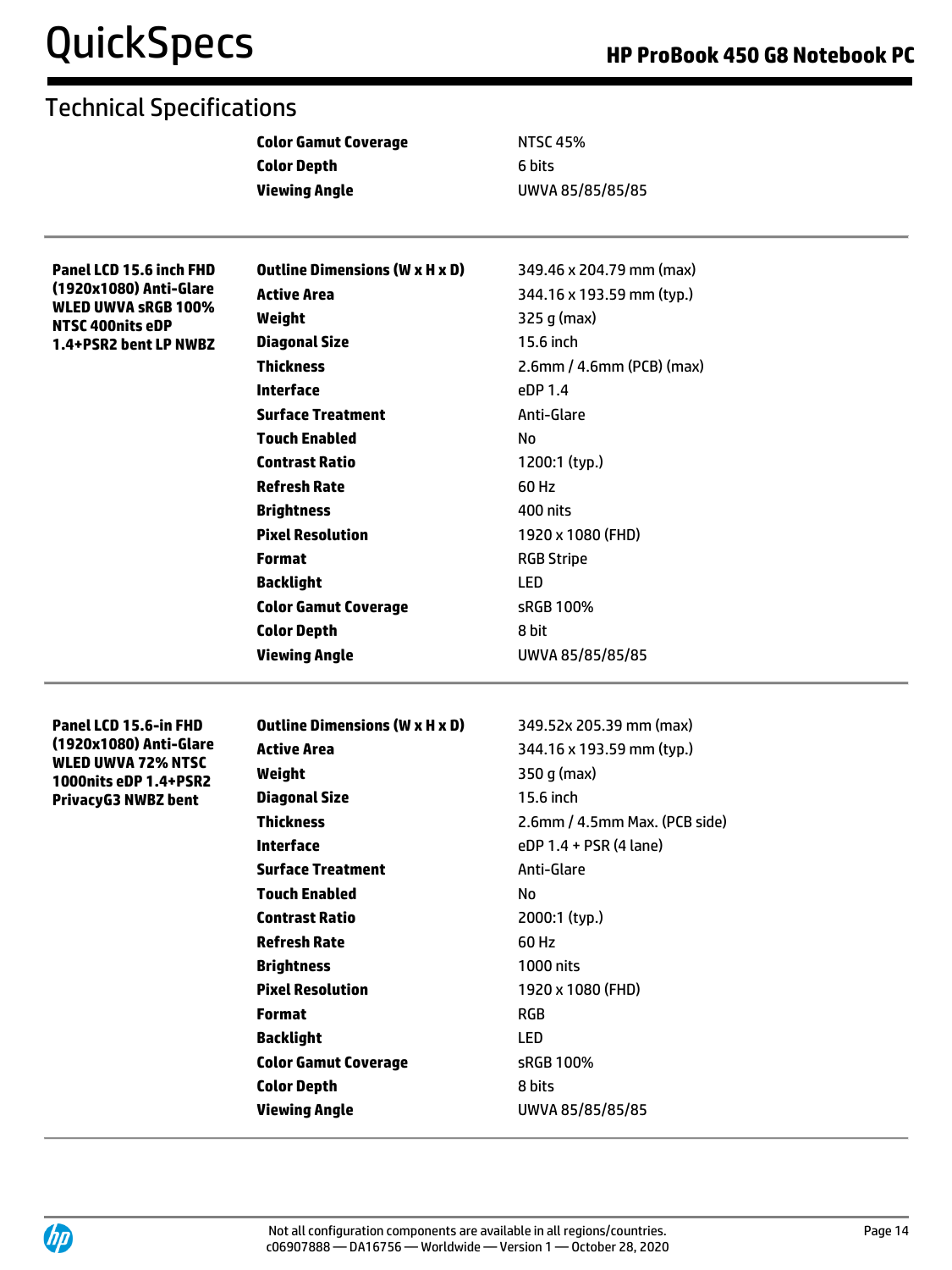## Technical Specifications

| | | |
|---|---|---|
| | **Color Gamut Coverage** | NTSC 45% |
| | **Color Depth** | 6 bits |
| | **Viewing Angle** | UWVA 85/85/85/85 |
| **Panel LCD 15.6 inch FHD (1920x1080) Anti-Glare WLED UWVA sRGB 100% NTSC 400nits eDP 1.4+PSR2 bent LP NWBZ** | **Outline Dimensions (W x H x D)** | 349.46 x 204.79 mm (max) |
| | **Active Area** | 344.16 x 193.59 mm (typ.) |
| | **Weight** | 325 g (max) |
| | **Diagonal Size** | 15.6 inch |
| | **Thickness** | 2.6mm / 4.6mm (PCB) (max) |
| | **Interface** | eDP 1.4 |
| | **Surface Treatment** | Anti-Glare |
| | **Touch Enabled** | No |
| | **Contrast Ratio** | 1200:1 (typ.) |
| | **Refresh Rate** | 60 Hz |
| | **Brightness** | 400 nits |
| | **Pixel Resolution** | 1920 x 1080 (FHD) |
| | **Format** | RGB Stripe |
| | **Backlight** | LED |
| | **Color Gamut Coverage** | sRGB 100% |
| | **Color Depth** | 8 bit |
| | **Viewing Angle** | UWVA 85/85/85/85 |
| **Panel LCD 15.6-in FHD (1920x1080) Anti-Glare WLED UWVA 72% NTSC 1000nits eDP 1.4+PSR2 PrivacyG3 NWBZ bent** | **Outline Dimensions (W x H x D)** | 349.52x 205.39 mm (max) |
| | **Active Area** | 344.16 x 193.59 mm (typ.) |
| | **Weight** | 350 g (max) |
| | **Diagonal Size** | 15.6 inch |
| | **Thickness** | 2.6mm / 4.5mm Max. (PCB side) |
| | **Interface** | eDP 1.4 + PSR (4 lane) |
| | **Surface Treatment** | Anti-Glare |
| | **Touch Enabled** | No |
| | **Contrast Ratio** | 2000:1 (typ.) |
| | **Refresh Rate** | 60 Hz |
| | **Brightness** | 1000 nits |
| | **Pixel Resolution** | 1920 x 1080 (FHD) |
| | **Format** | RGB |
| | **Backlight** | LED |
| | **Color Gamut Coverage** | sRGB 100% |
| | **Color Depth** | 8 bits |
| | **Viewing Angle** | UWVA 85/85/85/85 |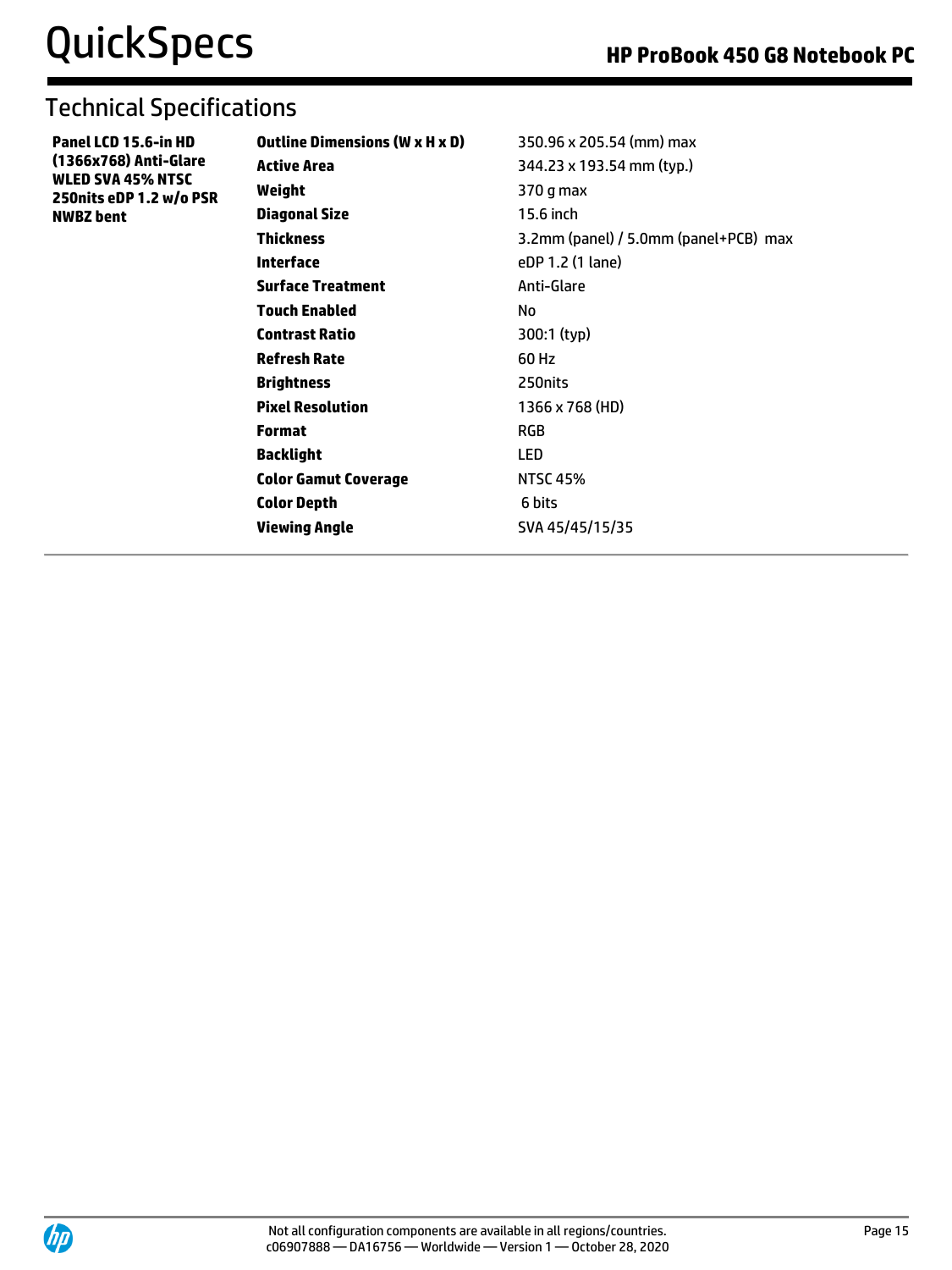## Technical Specifications

| Panel LCD 15.6-in HD (1366x768) Anti-Glare WLED SVA 45% NTSC 250nits eDP 1.2 w/o PSR NWBZ bent | | |
|---|---|---|
| | **Outline Dimensions (W x H x D)** | 350.96 x 205.54 (mm) max |
| | **Active Area** | 344.23 x 193.54 mm (typ.) |
| | **Weight** | 370 g max |
| | **Diagonal Size** | 15.6 inch |
| | **Thickness** | 3.2mm (panel) / 5.0mm (panel+PCB) max |
| | **Interface** | eDP 1.2 (1 lane) |
| | **Surface Treatment** | Anti-Glare |
| | **Touch Enabled** | No |
| | **Contrast Ratio** | 300:1 (typ) |
| | **Refresh Rate** | 60 Hz |
| | **Brightness** | 250nits |
| | **Pixel Resolution** | 1366 x 768 (HD) |
| | **Format** | RGB |
| | **Backlight** | LED |
| | **Color Gamut Coverage** | NTSC 45% |
| | **Color Depth** | 6 bits |
| | **Viewing Angle** | SVA 45/45/15/35 |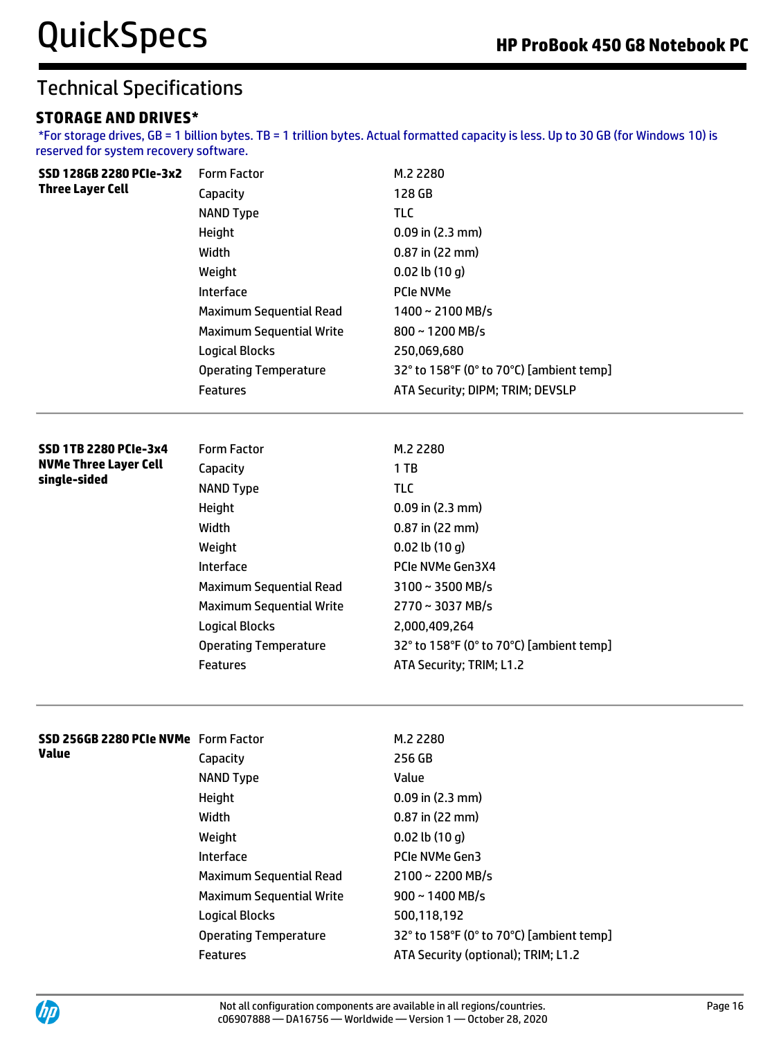## Technical Specifications

### STORAGE AND DRIVES*

*For storage drives, GB = 1 billion bytes. TB = 1 trillion bytes. Actual formatted capacity is less. Up to 30 GB (for Windows 10) is reserved for system recovery software.

| | | |
|---|---|---|
| **SSD 128GB 2280 PCIe-3x2 Three Layer Cell** | Form Factor | M.2 2280 |
| | Capacity | 128 GB |
| | NAND Type | TLC |
| | Height | 0.09 in (2.3 mm) |
| | Width | 0.87 in (22 mm) |
| | Weight | 0.02 lb (10 g) |
| | Interface | PCIe NVMe |
| | Maximum Sequential Read | 1400 ~ 2100 MB/s |
| | Maximum Sequential Write | 800 ~ 1200 MB/s |
| | Logical Blocks | 250,069,680 |
| | Operating Temperature | 32° to 158°F (0° to 70°C) [ambient temp] |
| | Features | ATA Security; DIPM; TRIM; DEVSLP |

| | | |
|---|---|---|
| **SSD 1TB 2280 PCIe-3x4 NVMe Three Layer Cell single-sided** | Form Factor | M.2 2280 |
| | Capacity | 1 TB |
| | NAND Type | TLC |
| | Height | 0.09 in (2.3 mm) |
| | Width | 0.87 in (22 mm) |
| | Weight | 0.02 lb (10 g) |
| | Interface | PCIe NVMe Gen3X4 |
| | Maximum Sequential Read | 3100 ~ 3500 MB/s |
| | Maximum Sequential Write | 2770 ~ 3037 MB/s |
| | Logical Blocks | 2,000,409,264 |
| | Operating Temperature | 32° to 158°F (0° to 70°C) [ambient temp] |
| | Features | ATA Security; TRIM; L1.2 |

| | | |
|---|---|---|
| **SSD 256GB 2280 PCIe NVMe Value** | Form Factor | M.2 2280 |
| | Capacity | 256 GB |
| | NAND Type | Value |
| | Height | 0.09 in (2.3 mm) |
| | Width | 0.87 in (22 mm) |
| | Weight | 0.02 lb (10 g) |
| | Interface | PCIe NVMe Gen3 |
| | Maximum Sequential Read | 2100 ~ 2200 MB/s |
| | Maximum Sequential Write | 900 ~ 1400 MB/s |
| | Logical Blocks | 500,118,192 |
| | Operating Temperature | 32° to 158°F (0° to 70°C) [ambient temp] |
| | Features | ATA Security (optional); TRIM; L1.2 |

Not all configuration components are available in all regions/countries.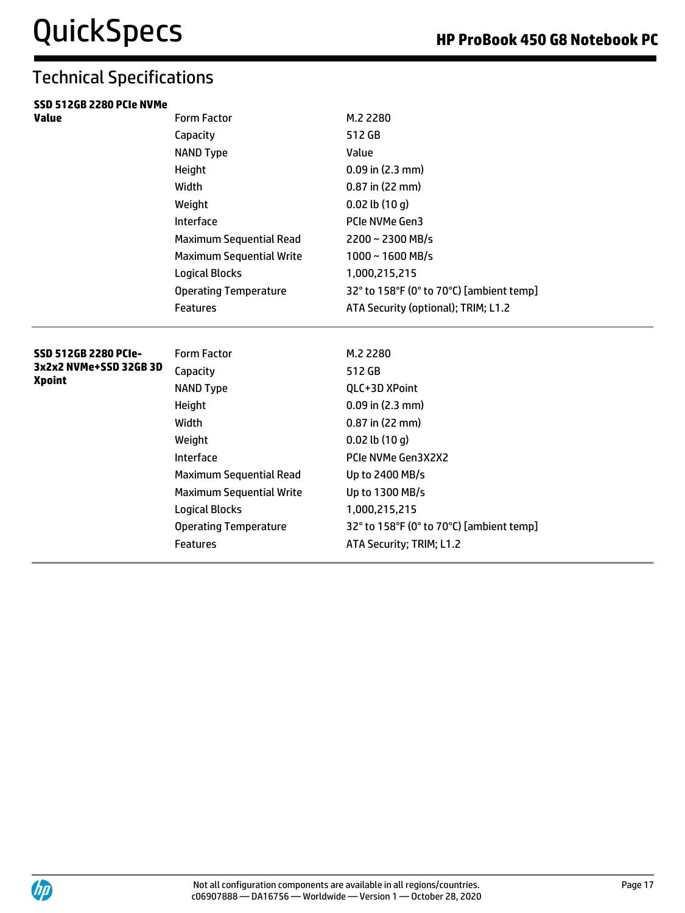## Technical Specifications

| | | |
|---|---|---|
| **SSD 512GB 2280 PCIe NVMe Value** | Form Factor | M.2 2280 |
| | Capacity | 512 GB |
| | NAND Type | Value |
| | Height | 0.09 in (2.3 mm) |
| | Width | 0.87 in (22 mm) |
| | Weight | 0.02 lb (10 g) |
| | Interface | PCIe NVMe Gen3 |
| | Maximum Sequential Read | 2200 ~ 2300 MB/s |
| | Maximum Sequential Write | 1000 ~ 1600 MB/s |
| | Logical Blocks | 1,000,215,215 |
| | Operating Temperature | 32° to 158°F (0° to 70°C) [ambient temp] |
| | Features | ATA Security (optional); TRIM; L1.2 |
| **SSD 512GB 2280 PCIe-3x2x2 NVMe+SSD 32GB 3D Xpoint** | Form Factor | M.2 2280 |
| | Capacity | 512 GB |
| | NAND Type | QLC+3D XPoint |
| | Height | 0.09 in (2.3 mm) |
| | Width | 0.87 in (22 mm) |
| | Weight | 0.02 lb (10 g) |
| | Interface | PCIe NVMe Gen3X2X2 |
| | Maximum Sequential Read | Up to 2400 MB/s |
| | Maximum Sequential Write | Up to 1300 MB/s |
| | Logical Blocks | 1,000,215,215 |
| | Operating Temperature | 32° to 158°F (0° to 70°C) [ambient temp] |
| | Features | ATA Security; TRIM; L1.2 |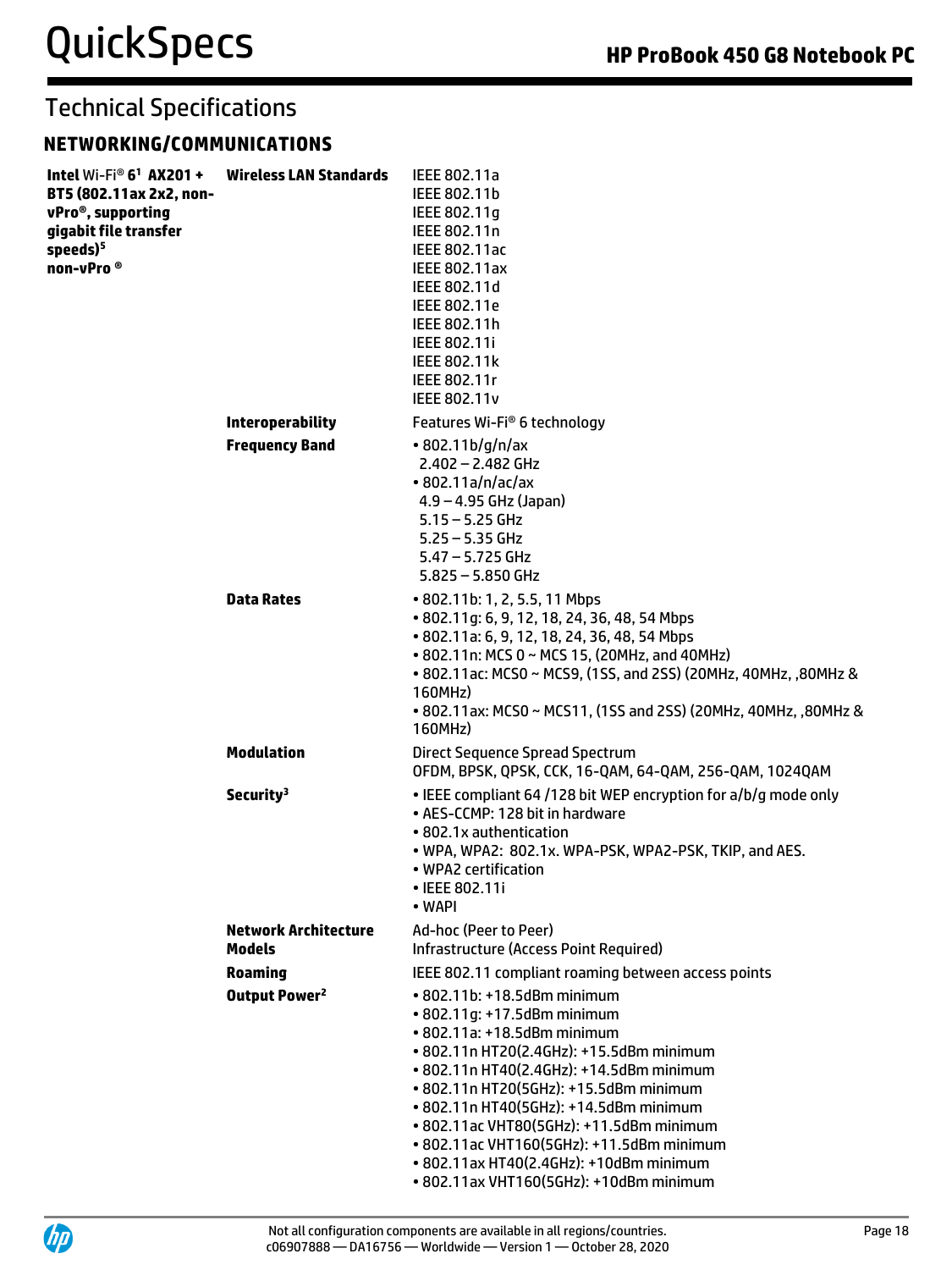# Technical Specifications

## NETWORKING/COMMUNICATIONS

| | | |
|---|---|---|
| **Intel** Wi-Fi® **6**[1] **AX201 + BT5 (802.11ax 2x2, non-vPro®, supporting gigabit file transfer speeds)**[5] **non-vPro ®** | **Wireless LAN Standards** | IEEE 802.11a<br>IEEE 802.11b<br>IEEE 802.11g<br>IEEE 802.11n<br>IEEE 802.11ac<br>IEEE 802.11ax<br>IEEE 802.11d<br>IEEE 802.11e<br>IEEE 802.11h<br>IEEE 802.11i<br>IEEE 802.11k<br>IEEE 802.11r<br>IEEE 802.11v |
| | **Interoperability** | Features Wi-Fi® 6 technology |
| | **Frequency Band** | • 802.11b/g/n/ax<br>2.402 – 2.482 GHz<br>• 802.11a/n/ac/ax<br>4.9 – 4.95 GHz (Japan)<br>5.15 – 5.25 GHz<br>5.25 – 5.35 GHz<br>5.47 – 5.725 GHz<br>5.825 – 5.850 GHz |
| | **Data Rates** | • 802.11b: 1, 2, 5.5, 11 Mbps<br>• 802.11g: 6, 9, 12, 18, 24, 36, 48, 54 Mbps<br>• 802.11a: 6, 9, 12, 18, 24, 36, 48, 54 Mbps<br>• 802.11n: MCS 0 ~ MCS 15, (20MHz, and 40MHz)<br>• 802.11ac: MCS0 ~ MCS9, (1SS, and 2SS) (20MHz, 40MHz, ,80MHz & 160MHz)<br>• 802.11ax: MCS0 ~ MCS11, (1SS and 2SS) (20MHz, 40MHz, ,80MHz & 160MHz) |
| | **Modulation** | Direct Sequence Spread Spectrum<br>OFDM, BPSK, QPSK, CCK, 16-QAM, 64-QAM, 256-QAM, 1024QAM |
| | **Security**[3] | • IEEE compliant 64 /128 bit WEP encryption for a/b/g mode only<br>• AES-CCMP: 128 bit in hardware<br>• 802.1x authentication<br>• WPA, WPA2: 802.1x. WPA-PSK, WPA2-PSK, TKIP, and AES.<br>• WPA2 certification<br>• IEEE 802.11i<br>• WAPI |
| | **Network Architecture Models** | Ad-hoc (Peer to Peer)<br>Infrastructure (Access Point Required) |
| | **Roaming** | IEEE 802.11 compliant roaming between access points |
| | **Output Power**[2] | • 802.11b: +18.5dBm minimum<br>• 802.11g: +17.5dBm minimum<br>• 802.11a: +18.5dBm minimum<br>• 802.11n HT20(2.4GHz): +15.5dBm minimum<br>• 802.11n HT40(2.4GHz): +14.5dBm minimum<br>• 802.11n HT20(5GHz): +15.5dBm minimum<br>• 802.11n HT40(5GHz): +14.5dBm minimum<br>• 802.11ac VHT80(5GHz): +11.5dBm minimum<br>• 802.11ac VHT160(5GHz): +11.5dBm minimum<br>• 802.11ax HT40(2.4GHz): +10dBm minimum<br>• 802.11ax VHT160(5GHz): +10dBm minimum |

Not all configuration components are available in all regions/countries.
c06907888 — DA16756 — Worldwide — Version 1 — October 28, 2020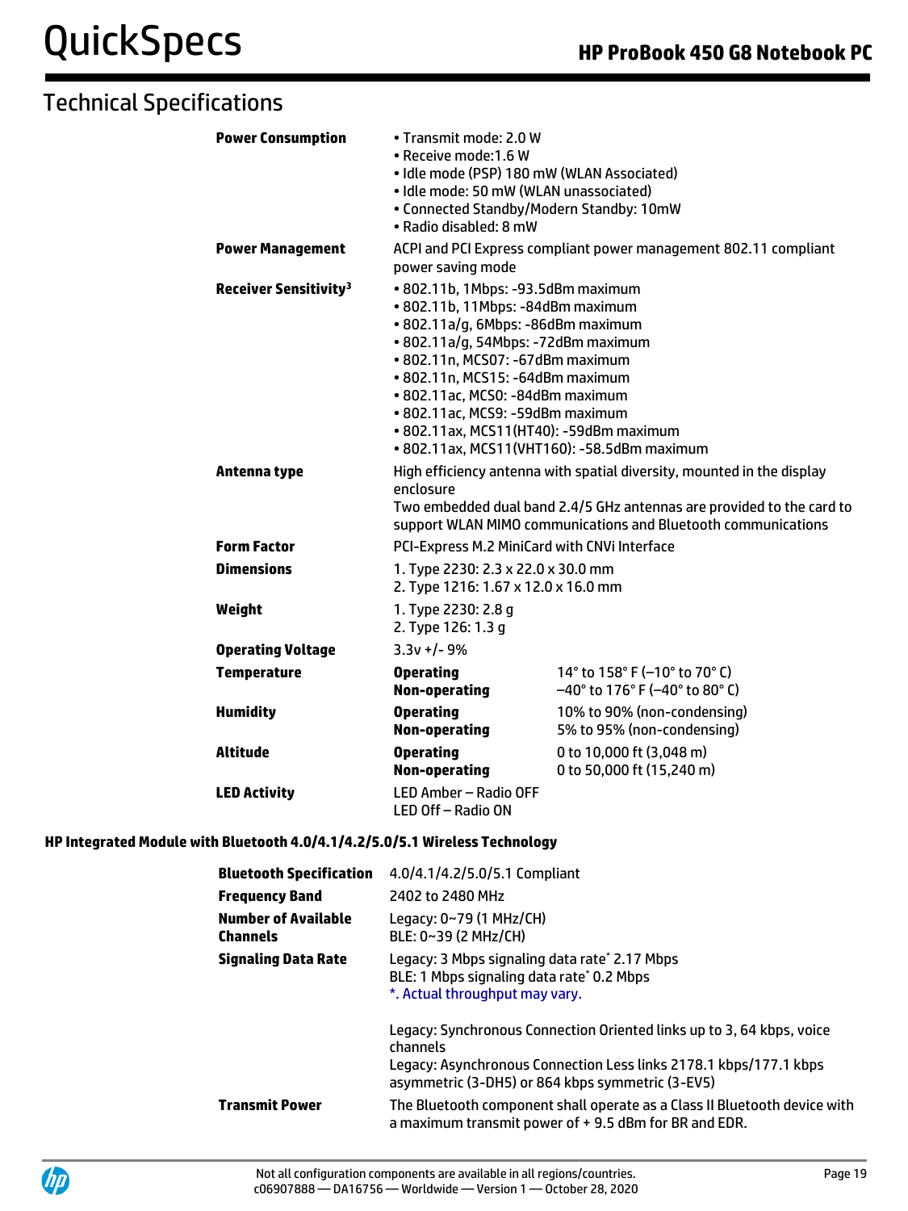## Technical Specifications

| | | |
|---|---|---|
| **Power Consumption** | • Transmit mode: 2.0 W<br>• Receive mode:1.6 W<br>• Idle mode (PSP) 180 mW (WLAN Associated)<br>• Idle mode: 50 mW (WLAN unassociated)<br>• Connected Standby/Modern Standby: 10mW<br>• Radio disabled: 8 mW | |
| **Power Management** | ACPI and PCI Express compliant power management 802.11 compliant power saving mode | |
| **Receiver Sensitivity[3]** | • 802.11b, 1Mbps: -93.5dBm maximum<br>• 802.11b, 11Mbps: -84dBm maximum<br>• 802.11a/g, 6Mbps: -86dBm maximum<br>• 802.11a/g, 54Mbps: -72dBm maximum<br>• 802.11n, MCS07: -67dBm maximum<br>• 802.11n, MCS15: -64dBm maximum<br>• 802.11ac, MCS0: -84dBm maximum<br>• 802.11ac, MCS9: -59dBm maximum<br>• 802.11ax, MCS11(HT40): -59dBm maximum<br>• 802.11ax, MCS11(VHT160): -58.5dBm maximum | |
| **Antenna type** | High efficiency antenna with spatial diversity, mounted in the display enclosure<br>Two embedded dual band 2.4/5 GHz antennas are provided to the card to support WLAN MIMO communications and Bluetooth communications | |
| **Form Factor** | PCI-Express M.2 MiniCard with CNVi Interface | |
| **Dimensions** | 1. Type 2230: 2.3 x 22.0 x 30.0 mm<br>2. Type 1216: 1.67 x 12.0 x 16.0 mm | |
| **Weight** | 1. Type 2230: 2.8 g<br>2. Type 126: 1.3 g | |
| **Operating Voltage** | 3.3v +/- 9% | |
| **Temperature** | **Operating** | 14° to 158° F (–10° to 70° C) |
| | **Non-operating** | –40° to 176° F (–40° to 80° C) |
| **Humidity** | **Operating** | 10% to 90% (non-condensing) |
| | **Non-operating** | 5% to 95% (non-condensing) |
| **Altitude** | **Operating** | 0 to 10,000 ft (3,048 m) |
| | **Non-operating** | 0 to 50,000 ft (15,240 m) |
| **LED Activity** | LED Amber – Radio OFF<br>LED Off – Radio ON | |

### HP Integrated Module with Bluetooth 4.0/4.1/4.2/5.0/5.1 Wireless Technology

| | |
|---|---|
| **Bluetooth Specification** | 4.0/4.1/4.2/5.0/5.1 Compliant |
| **Frequency Band** | 2402 to 2480 MHz |
| **Number of Available Channels** | Legacy: 0~79 (1 MHz/CH)<br>BLE: 0~39 (2 MHz/CH) |
| **Signaling Data Rate** | Legacy: 3 Mbps signaling data rate* 2.17 Mbps<br>BLE: 1 Mbps signaling data rate* 0.2 Mbps<br>*. Actual throughput may vary.<br><br>Legacy: Synchronous Connection Oriented links up to 3, 64 kbps, voice channels<br>Legacy: Asynchronous Connection Less links 2178.1 kbps/177.1 kbps asymmetric (3-DH5) or 864 kbps symmetric (3-EV5) |
| **Transmit Power** | The Bluetooth component shall operate as a Class II Bluetooth device with a maximum transmit power of + 9.5 dBm for BR and EDR. |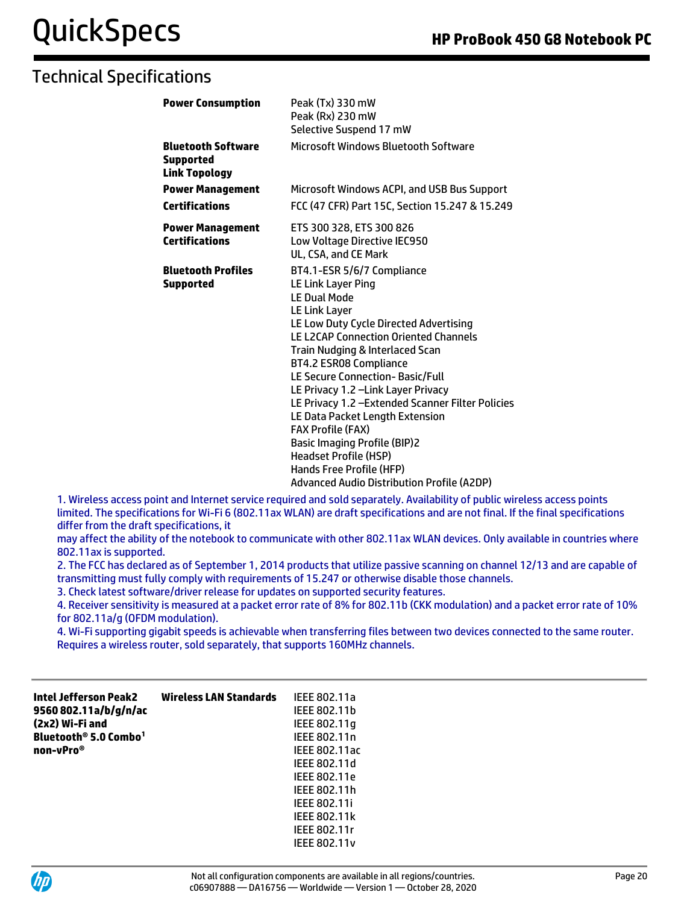## Technical Specifications

| | |
|---|---|
| **Power Consumption** | Peak (Tx) 330 mW<br>Peak (Rx) 230 mW<br>Selective Suspend 17 mW |
| **Bluetooth Software Supported**<br>**Link Topology** | Microsoft Windows Bluetooth Software |
| **Power Management** | Microsoft Windows ACPI, and USB Bus Support |
| **Certifications** | FCC (47 CFR) Part 15C, Section 15.247 & 15.249 |
| **Power Management Certifications** | ETS 300 328, ETS 300 826<br>Low Voltage Directive IEC950<br>UL, CSA, and CE Mark |
| **Bluetooth Profiles Supported** | BT4.1-ESR 5/6/7 Compliance<br>LE Link Layer Ping<br>LE Dual Mode<br>LE Link Layer<br>LE Low Duty Cycle Directed Advertising<br>LE L2CAP Connection Oriented Channels<br>Train Nudging & Interlaced Scan<br>BT4.2 ESR08 Compliance<br>LE Secure Connection- Basic/Full<br>LE Privacy 1.2 –Link Layer Privacy<br>LE Privacy 1.2 –Extended Scanner Filter Policies<br>LE Data Packet Length Extension<br>FAX Profile (FAX)<br>Basic Imaging Profile (BIP)2<br>Headset Profile (HSP)<br>Hands Free Profile (HFP)<br>Advanced Audio Distribution Profile (A2DP) |

1. Wireless access point and Internet service required and sold separately. Availability of public wireless access points limited. The specifications for Wi-Fi 6 (802.11ax WLAN) are draft specifications and are not final. If the final specifications differ from the draft specifications, it
may affect the ability of the notebook to communicate with other 802.11ax WLAN devices. Only available in countries where 802.11ax is supported.
2. The FCC has declared as of September 1, 2014 products that utilize passive scanning on channel 12/13 and are capable of transmitting must fully comply with requirements of 15.247 or otherwise disable those channels.
3. Check latest software/driver release for updates on supported security features.
4. Receiver sensitivity is measured at a packet error rate of 8% for 802.11b (CKK modulation) and a packet error rate of 10% for 802.11a/g (OFDM modulation).
4. Wi-Fi supporting gigabit speeds is achievable when transferring files between two devices connected to the same router. Requires a wireless router, sold separately, that supports 160MHz channels.

| | | |
|---|---|---|
| **Intel Jefferson Peak2 9560 802.11a/b/g/n/ac (2x2) Wi-Fi and Bluetooth® 5.0 Combo[1] non-vPro®** | **Wireless LAN Standards** | IEEE 802.11a<br>IEEE 802.11b<br>IEEE 802.11g<br>IEEE 802.11n<br>IEEE 802.11ac<br>IEEE 802.11d<br>IEEE 802.11e<br>IEEE 802.11h<br>IEEE 802.11i<br>IEEE 802.11k<br>IEEE 802.11r<br>IEEE 802.11v |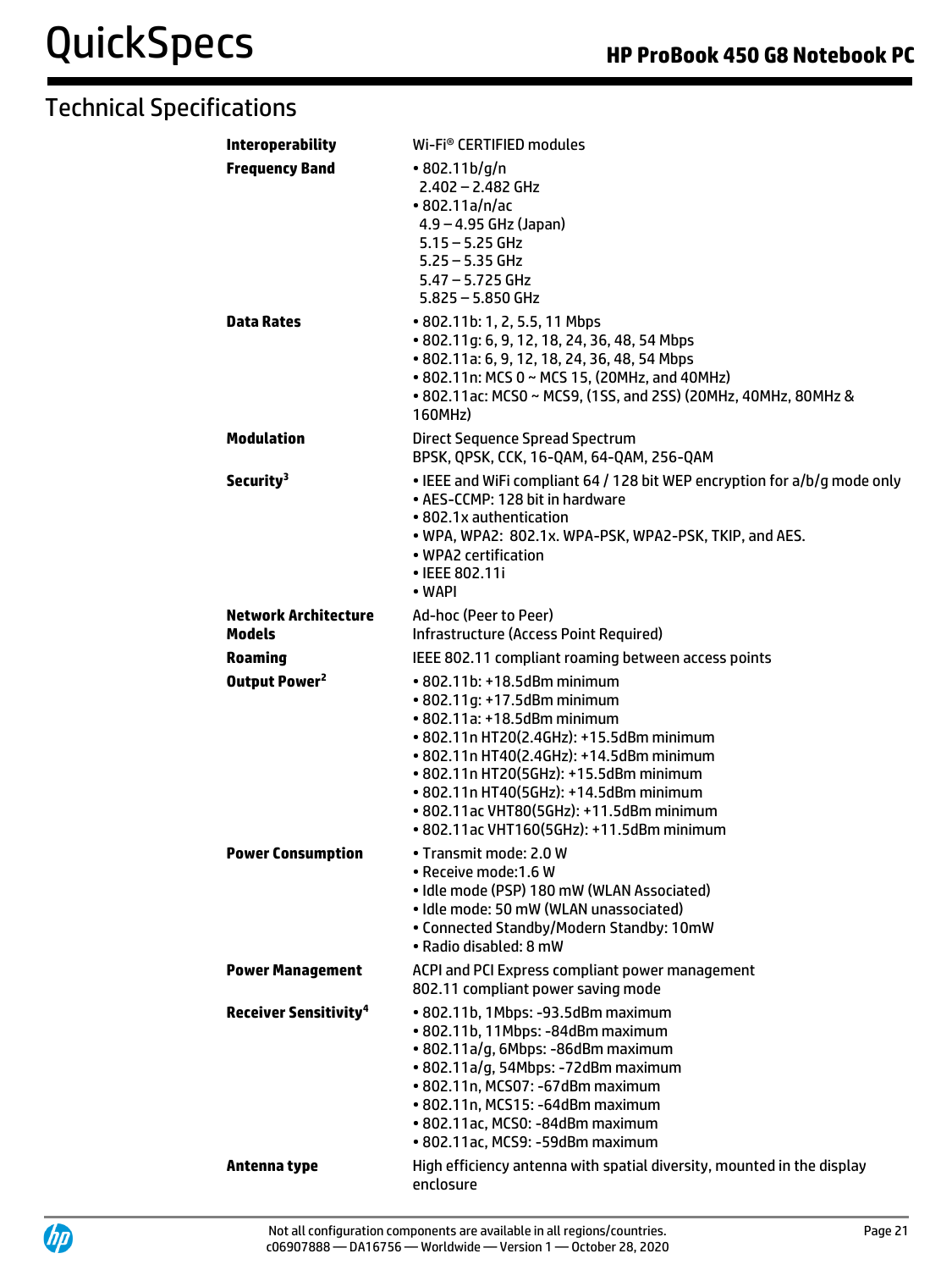## Technical Specifications

| | |
|---|---|
| **Interoperability** | Wi-Fi® CERTIFIED modules |
| **Frequency Band** | • 802.11b/g/n<br>2.402 – 2.482 GHz<br>• 802.11a/n/ac<br>4.9 – 4.95 GHz (Japan)<br>5.15 – 5.25 GHz<br>5.25 – 5.35 GHz<br>5.47 – 5.725 GHz<br>5.825 – 5.850 GHz |
| **Data Rates** | • 802.11b: 1, 2, 5.5, 11 Mbps<br>• 802.11g: 6, 9, 12, 18, 24, 36, 48, 54 Mbps<br>• 802.11a: 6, 9, 12, 18, 24, 36, 48, 54 Mbps<br>• 802.11n: MCS 0 ~ MCS 15, (20MHz, and 40MHz)<br>• 802.11ac: MCS0 ~ MCS9, (1SS, and 2SS) (20MHz, 40MHz, 80MHz & 160MHz) |
| **Modulation** | Direct Sequence Spread Spectrum<br>BPSK, QPSK, CCK, 16-QAM, 64-QAM, 256-QAM |
| **Security**[3] | • IEEE and WiFi compliant 64 / 128 bit WEP encryption for a/b/g mode only<br>• AES-CCMP: 128 bit in hardware<br>• 802.1x authentication<br>• WPA, WPA2: 802.1x. WPA-PSK, WPA2-PSK, TKIP, and AES.<br>• WPA2 certification<br>• IEEE 802.11i<br>• WAPI |
| **Network Architecture Models** | Ad-hoc (Peer to Peer)<br>Infrastructure (Access Point Required) |
| **Roaming** | IEEE 802.11 compliant roaming between access points |
| **Output Power**[2] | • 802.11b: +18.5dBm minimum<br>• 802.11g: +17.5dBm minimum<br>• 802.11a: +18.5dBm minimum<br>• 802.11n HT20(2.4GHz): +15.5dBm minimum<br>• 802.11n HT40(2.4GHz): +14.5dBm minimum<br>• 802.11n HT20(5GHz): +15.5dBm minimum<br>• 802.11n HT40(5GHz): +14.5dBm minimum<br>• 802.11ac VHT80(5GHz): +11.5dBm minimum<br>• 802.11ac VHT160(5GHz): +11.5dBm minimum |
| **Power Consumption** | • Transmit mode: 2.0 W<br>• Receive mode:1.6 W<br>• Idle mode (PSP) 180 mW (WLAN Associated)<br>• Idle mode: 50 mW (WLAN unassociated)<br>• Connected Standby/Modern Standby: 10mW<br>• Radio disabled: 8 mW |
| **Power Management** | ACPI and PCI Express compliant power management<br>802.11 compliant power saving mode |
| **Receiver Sensitivity**[4] | • 802.11b, 1Mbps: -93.5dBm maximum<br>• 802.11b, 11Mbps: -84dBm maximum<br>• 802.11a/g, 6Mbps: -86dBm maximum<br>• 802.11a/g, 54Mbps: -72dBm maximum<br>• 802.11n, MCS07: -67dBm maximum<br>• 802.11n, MCS15: -64dBm maximum<br>• 802.11ac, MCS0: -84dBm maximum<br>• 802.11ac, MCS9: -59dBm maximum |
| **Antenna type** | High efficiency antenna with spatial diversity, mounted in the display enclosure |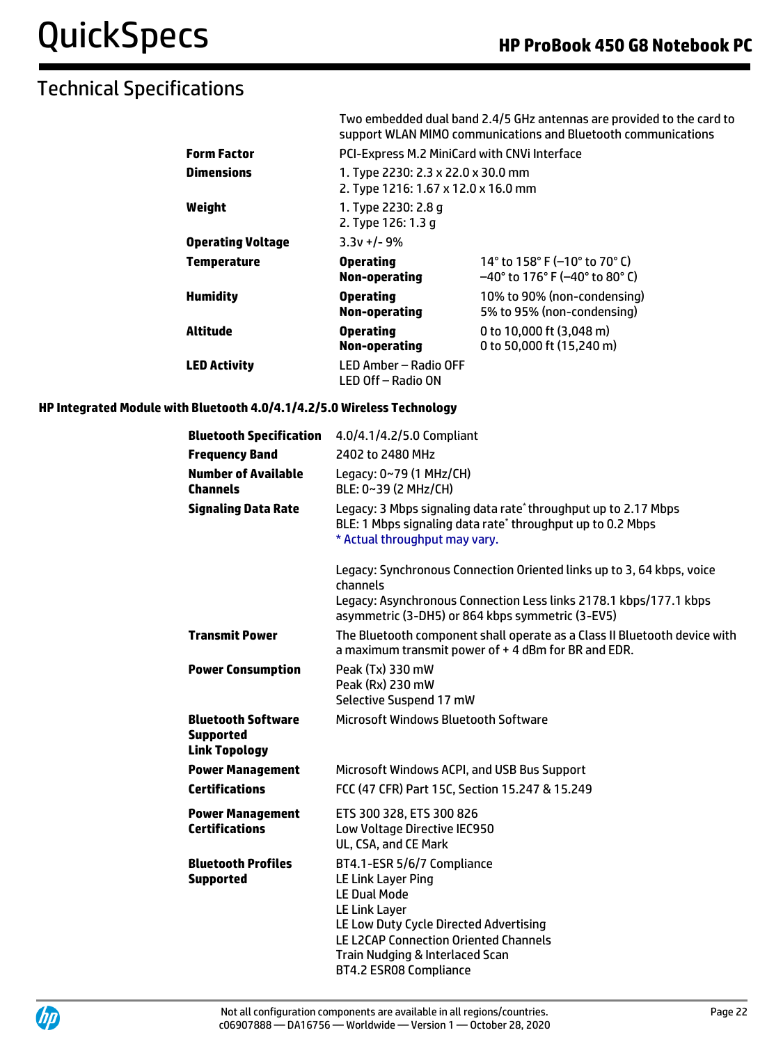## Technical Specifications

| | | |
|---|---|---|
| | Two embedded dual band 2.4/5 GHz antennas are provided to the card to support WLAN MIMO communications and Bluetooth communications | |
| **Form Factor** | PCI-Express M.2 MiniCard with CNVi Interface | |
| **Dimensions** | 1. Type 2230: 2.3 x 22.0 x 30.0 mm<br>2. Type 1216: 1.67 x 12.0 x 16.0 mm | |
| **Weight** | 1. Type 2230: 2.8 g<br>2. Type 126: 1.3 g | |
| **Operating Voltage** | 3.3v +/- 9% | |
| **Temperature** | **Operating**<br>**Non-operating** | 14° to 158° F (–10° to 70° C)<br>–40° to 176° F (–40° to 80° C) |
| **Humidity** | **Operating**<br>**Non-operating** | 10% to 90% (non-condensing)<br>5% to 95% (non-condensing) |
| **Altitude** | **Operating**<br>**Non-operating** | 0 to 10,000 ft (3,048 m)<br>0 to 50,000 ft (15,240 m) |
| **LED Activity** | LED Amber – Radio OFF<br>LED Off – Radio ON | |

### HP Integrated Module with Bluetooth 4.0/4.1/4.2/5.0 Wireless Technology

| | |
|---|---|
| **Bluetooth Specification** | 4.0/4.1/4.2/5.0 Compliant |
| **Frequency Band** | 2402 to 2480 MHz |
| **Number of Available Channels** | Legacy: 0~79 (1 MHz/CH)<br>BLE: 0~39 (2 MHz/CH) |
| **Signaling Data Rate** | Legacy: 3 Mbps signaling data rate* throughput up to 2.17 Mbps<br>BLE: 1 Mbps signaling data rate* throughput up to 0.2 Mbps<br>* Actual throughput may vary.<br><br>Legacy: Synchronous Connection Oriented links up to 3, 64 kbps, voice channels<br>Legacy: Asynchronous Connection Less links 2178.1 kbps/177.1 kbps asymmetric (3-DH5) or 864 kbps symmetric (3-EV5) |
| **Transmit Power** | The Bluetooth component shall operate as a Class II Bluetooth device with a maximum transmit power of + 4 dBm for BR and EDR. |
| **Power Consumption** | Peak (Tx) 330 mW<br>Peak (Rx) 230 mW<br>Selective Suspend 17 mW |
| **Bluetooth Software Supported**<br>**Link Topology** | Microsoft Windows Bluetooth Software |
| **Power Management** | Microsoft Windows ACPI, and USB Bus Support |
| **Certifications** | FCC (47 CFR) Part 15C, Section 15.247 & 15.249 |
| **Power Management Certifications** | ETS 300 328, ETS 300 826<br>Low Voltage Directive IEC950<br>UL, CSA, and CE Mark |
| **Bluetooth Profiles Supported** | BT4.1-ESR 5/6/7 Compliance<br>LE Link Layer Ping<br>LE Dual Mode<br>LE Link Layer<br>LE Low Duty Cycle Directed Advertising<br>LE L2CAP Connection Oriented Channels<br>Train Nudging & Interlaced Scan<br>BT4.2 ESR08 Compliance |

Not all configuration components are available in all regions/countries.
c06907888 — DA16756 — Worldwide — Version 1 — October 28, 2020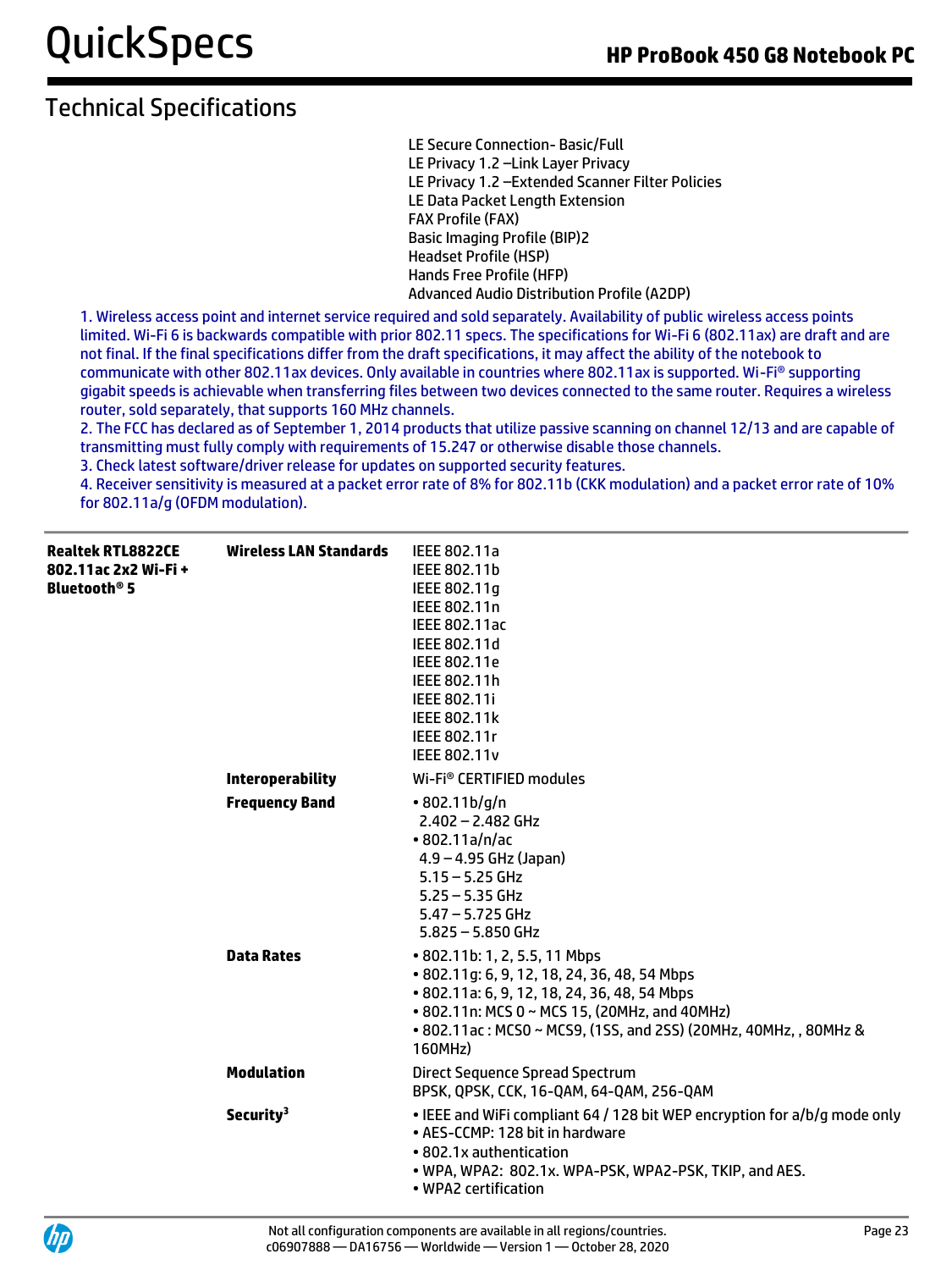## Technical Specifications

|  |  |  |
|---|---|---|
|  |  | LE Secure Connection- Basic/Full<br>LE Privacy 1.2 –Link Layer Privacy<br>LE Privacy 1.2 –Extended Scanner Filter Policies<br>LE Data Packet Length Extension<br>FAX Profile (FAX)<br>Basic Imaging Profile (BIP)2<br>Headset Profile (HSP)<br>Hands Free Profile (HFP)<br>Advanced Audio Distribution Profile (A2DP) |

1. Wireless access point and internet service required and sold separately. Availability of public wireless access points limited. Wi-Fi 6 is backwards compatible with prior 802.11 specs. The specifications for Wi-Fi 6 (802.11ax) are draft and are not final. If the final specifications differ from the draft specifications, it may affect the ability of the notebook to communicate with other 802.11ax devices. Only available in countries where 802.11ax is supported. Wi-Fi® supporting gigabit speeds is achievable when transferring files between two devices connected to the same router. Requires a wireless router, sold separately, that supports 160 MHz channels.
2. The FCC has declared as of September 1, 2014 products that utilize passive scanning on channel 12/13 and are capable of transmitting must fully comply with requirements of 15.247 or otherwise disable those channels.
3. Check latest software/driver release for updates on supported security features.
4. Receiver sensitivity is measured at a packet error rate of 8% for 802.11b (CKK modulation) and a packet error rate of 10% for 802.11a/g (OFDM modulation).

| **Realtek RTL8822CE 802.11ac 2x2 Wi-Fi + Bluetooth® 5** | | |
|---|---|---|
|  | **Wireless LAN Standards** | IEEE 802.11a<br>IEEE 802.11b<br>IEEE 802.11g<br>IEEE 802.11n<br>IEEE 802.11ac<br>IEEE 802.11d<br>IEEE 802.11e<br>IEEE 802.11h<br>IEEE 802.11i<br>IEEE 802.11k<br>IEEE 802.11r<br>IEEE 802.11v |
|  | **Interoperability** | Wi-Fi® CERTIFIED modules |
|  | **Frequency Band** | • 802.11b/g/n<br>2.402 – 2.482 GHz<br>• 802.11a/n/ac<br>4.9 – 4.95 GHz (Japan)<br>5.15 – 5.25 GHz<br>5.25 – 5.35 GHz<br>5.47 – 5.725 GHz<br>5.825 – 5.850 GHz |
|  | **Data Rates** | • 802.11b: 1, 2, 5.5, 11 Mbps<br>• 802.11g: 6, 9, 12, 18, 24, 36, 48, 54 Mbps<br>• 802.11a: 6, 9, 12, 18, 24, 36, 48, 54 Mbps<br>• 802.11n: MCS 0 ~ MCS 15, (20MHz, and 40MHz)<br>• 802.11ac : MCS0 ~ MCS9, (1SS, and 2SS) (20MHz, 40MHz, , 80MHz & 160MHz) |
|  | **Modulation** | Direct Sequence Spread Spectrum<br>BPSK, QPSK, CCK, 16-QAM, 64-QAM, 256-QAM |
|  | **Security[3]** | • IEEE and WiFi compliant 64 / 128 bit WEP encryption for a/b/g mode only<br>• AES-CCMP: 128 bit in hardware<br>• 802.1x authentication<br>• WPA, WPA2: 802.1x. WPA-PSK, WPA2-PSK, TKIP, and AES.<br>• WPA2 certification |

Not all configuration components are available in all regions/countries.
c06907888 — DA16756 — Worldwide — Version 1 — October 28, 2020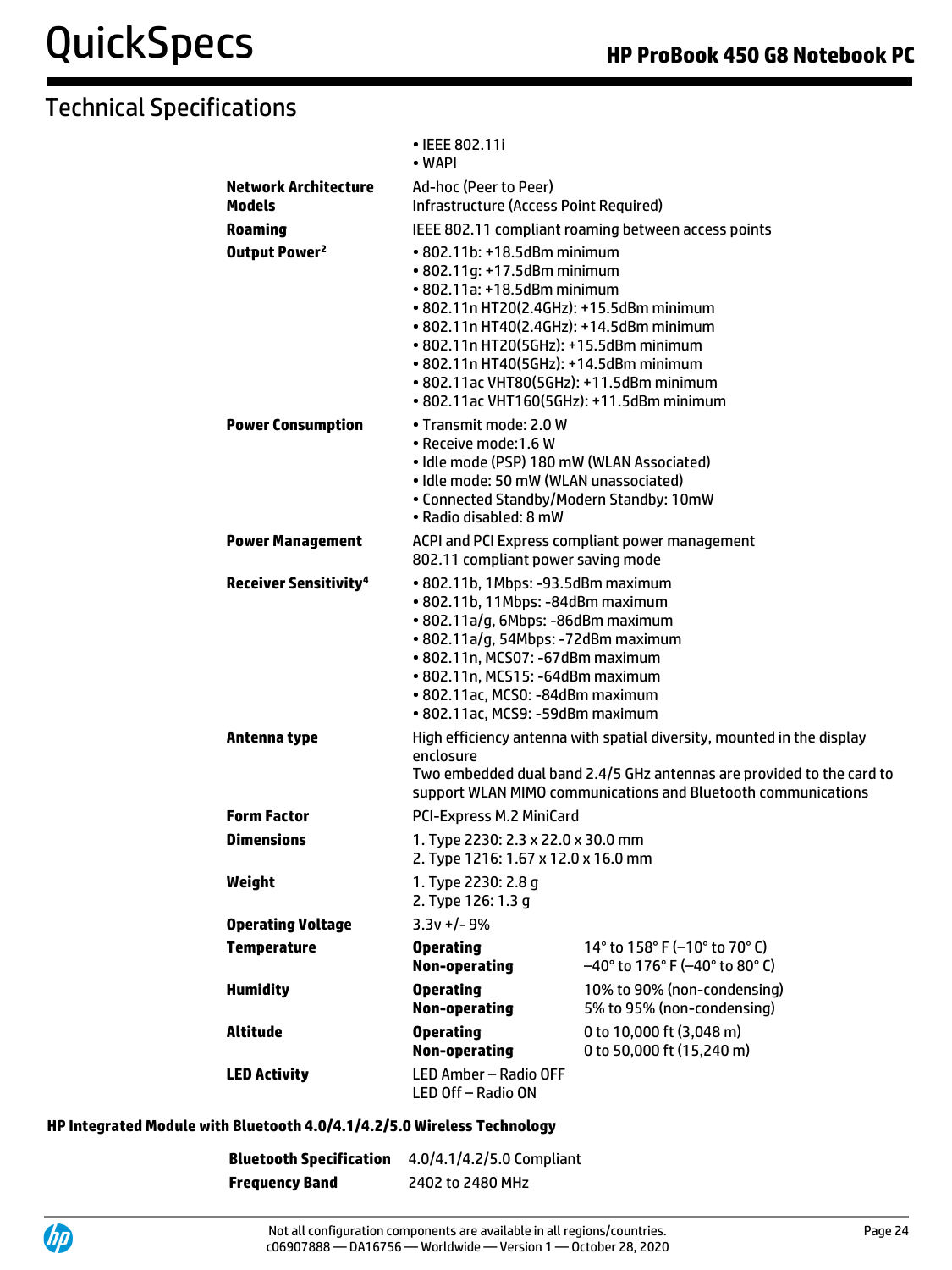## Technical Specifications

| | | |
|---|---|---|
| | • IEEE 802.11i<br>• WAPI | |
| **Network Architecture Models** | Ad-hoc (Peer to Peer)<br>Infrastructure (Access Point Required) | |
| **Roaming** | IEEE 802.11 compliant roaming between access points | |
| **Output Power[2]** | • 802.11b: +18.5dBm minimum<br>• 802.11g: +17.5dBm minimum<br>• 802.11a: +18.5dBm minimum<br>• 802.11n HT20(2.4GHz): +15.5dBm minimum<br>• 802.11n HT40(2.4GHz): +14.5dBm minimum<br>• 802.11n HT20(5GHz): +15.5dBm minimum<br>• 802.11n HT40(5GHz): +14.5dBm minimum<br>• 802.11ac VHT80(5GHz): +11.5dBm minimum<br>• 802.11ac VHT160(5GHz): +11.5dBm minimum | |
| **Power Consumption** | • Transmit mode: 2.0 W<br>• Receive mode:1.6 W<br>• Idle mode (PSP) 180 mW (WLAN Associated)<br>• Idle mode: 50 mW (WLAN unassociated)<br>• Connected Standby/Modern Standby: 10mW<br>• Radio disabled: 8 mW | |
| **Power Management** | ACPI and PCI Express compliant power management<br>802.11 compliant power saving mode | |
| **Receiver Sensitivity[4]** | • 802.11b, 1Mbps: -93.5dBm maximum<br>• 802.11b, 11Mbps: -84dBm maximum<br>• 802.11a/g, 6Mbps: -86dBm maximum<br>• 802.11a/g, 54Mbps: -72dBm maximum<br>• 802.11n, MCS07: -67dBm maximum<br>• 802.11n, MCS15: -64dBm maximum<br>• 802.11ac, MCS0: -84dBm maximum<br>• 802.11ac, MCS9: -59dBm maximum | |
| **Antenna type** | High efficiency antenna with spatial diversity, mounted in the display enclosure<br>Two embedded dual band 2.4/5 GHz antennas are provided to the card to support WLAN MIMO communications and Bluetooth communications | |
| **Form Factor** | PCI-Express M.2 MiniCard | |
| **Dimensions** | 1. Type 2230: 2.3 x 22.0 x 30.0 mm<br>2. Type 1216: 1.67 x 12.0 x 16.0 mm | |
| **Weight** | 1. Type 2230: 2.8 g<br>2. Type 126: 1.3 g | |
| **Operating Voltage** | 3.3v +/- 9% | |
| **Temperature** | **Operating**<br>**Non-operating** | 14° to 158° F (–10° to 70° C)<br>–40° to 176° F (–40° to 80° C) |
| **Humidity** | **Operating**<br>**Non-operating** | 10% to 90% (non-condensing)<br>5% to 95% (non-condensing) |
| **Altitude** | **Operating**<br>**Non-operating** | 0 to 10,000 ft (3,048 m)<br>0 to 50,000 ft (15,240 m) |
| **LED Activity** | LED Amber – Radio OFF<br>LED Off – Radio ON | |

**HP Integrated Module with Bluetooth 4.0/4.1/4.2/5.0 Wireless Technology**

| | |
|---|---|
| **Bluetooth Specification** | 4.0/4.1/4.2/5.0 Compliant |
| **Frequency Band** | 2402 to 2480 MHz |

Not all configuration components are available in all regions/countries.
c06907888 — DA16756 — Worldwide — Version 1 — October 28, 2020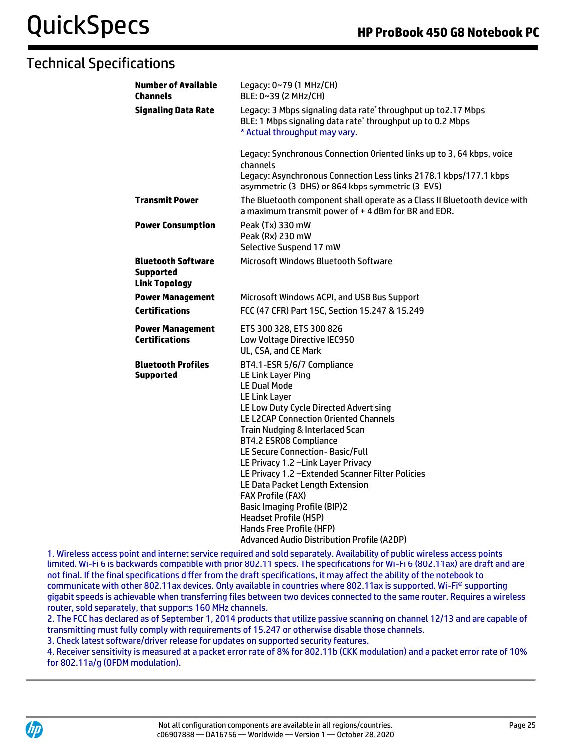## Technical Specifications

| | |
|---|---|
| **Number of Available Channels** | Legacy: 0~79 (1 MHz/CH)<br>BLE: 0~39 (2 MHz/CH) |
| **Signaling Data Rate** | Legacy: 3 Mbps signaling data rate* throughput up to2.17 Mbps<br>BLE: 1 Mbps signaling data rate* throughput up to 0.2 Mbps<br>* Actual throughput may vary.<br><br>Legacy: Synchronous Connection Oriented links up to 3, 64 kbps, voice channels<br>Legacy: Asynchronous Connection Less links 2178.1 kbps/177.1 kbps asymmetric (3-DH5) or 864 kbps symmetric (3-EV5) |
| **Transmit Power** | The Bluetooth component shall operate as a Class II Bluetooth device with a maximum transmit power of + 4 dBm for BR and EDR. |
| **Power Consumption** | Peak (Tx) 330 mW<br>Peak (Rx) 230 mW<br>Selective Suspend 17 mW |
| **Bluetooth Software Supported**<br>**Link Topology** | Microsoft Windows Bluetooth Software |
| **Power Management** | Microsoft Windows ACPI, and USB Bus Support |
| **Certifications** | FCC (47 CFR) Part 15C, Section 15.247 & 15.249 |
| **Power Management Certifications** | ETS 300 328, ETS 300 826<br>Low Voltage Directive IEC950<br>UL, CSA, and CE Mark |
| **Bluetooth Profiles Supported** | BT4.1-ESR 5/6/7 Compliance<br>LE Link Layer Ping<br>LE Dual Mode<br>LE Link Layer<br>LE Low Duty Cycle Directed Advertising<br>LE L2CAP Connection Oriented Channels<br>Train Nudging & Interlaced Scan<br>BT4.2 ESR08 Compliance<br>LE Secure Connection- Basic/Full<br>LE Privacy 1.2 –Link Layer Privacy<br>LE Privacy 1.2 –Extended Scanner Filter Policies<br>LE Data Packet Length Extension<br>FAX Profile (FAX)<br>Basic Imaging Profile (BIP)2<br>Headset Profile (HSP)<br>Hands Free Profile (HFP)<br>Advanced Audio Distribution Profile (A2DP) |

1. Wireless access point and internet service required and sold separately. Availability of public wireless access points limited. Wi-Fi 6 is backwards compatible with prior 802.11 specs. The specifications for Wi-Fi 6 (802.11ax) are draft and are not final. If the final specifications differ from the draft specifications, it may affect the ability of the notebook to communicate with other 802.11ax devices. Only available in countries where 802.11ax is supported. Wi-Fi® supporting gigabit speeds is achievable when transferring files between two devices connected to the same router. Requires a wireless router, sold separately, that supports 160 MHz channels.
2. The FCC has declared as of September 1, 2014 products that utilize passive scanning on channel 12/13 and are capable of transmitting must fully comply with requirements of 15.247 or otherwise disable those channels.
3. Check latest software/driver release for updates on supported security features.
4. Receiver sensitivity is measured at a packet error rate of 8% for 802.11b (CKK modulation) and a packet error rate of 10% for 802.11a/g (OFDM modulation).

Not all configuration components are available in all regions/countries.
c06907888 — DA16756 — Worldwide — Version 1 — October 28, 2020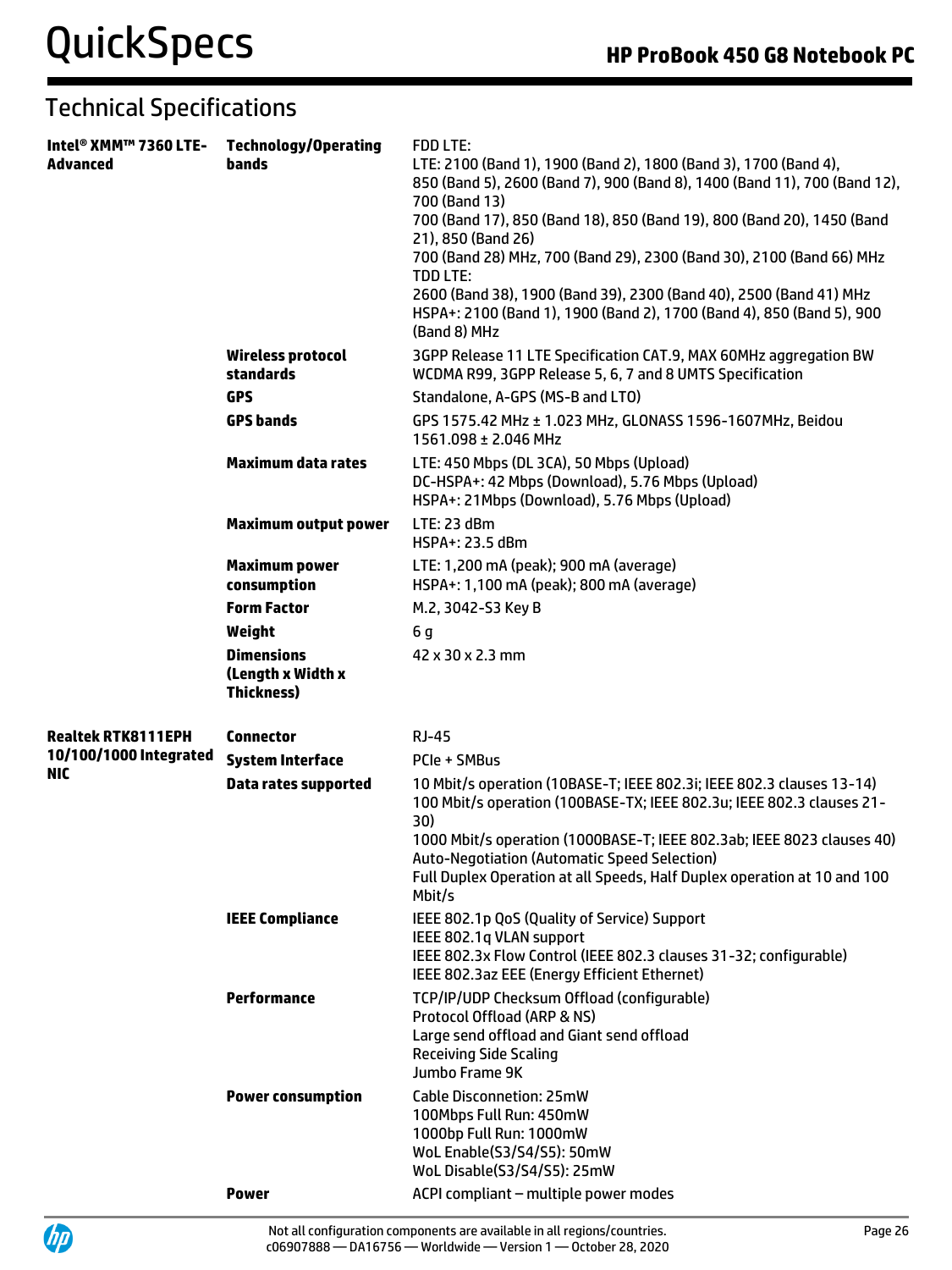## Technical Specifications

| | | |
|---|---|---|
| **Intel® XMM™ 7360 LTE-Advanced** | **Technology/Operating bands** | FDD LTE:<br>LTE: 2100 (Band 1), 1900 (Band 2), 1800 (Band 3), 1700 (Band 4), 850 (Band 5), 2600 (Band 7), 900 (Band 8), 1400 (Band 11), 700 (Band 12), 700 (Band 13)<br>700 (Band 17), 850 (Band 18), 850 (Band 19), 800 (Band 20), 1450 (Band 21), 850 (Band 26)<br>700 (Band 28) MHz, 700 (Band 29), 2300 (Band 30), 2100 (Band 66) MHz<br>TDD LTE:<br>2600 (Band 38), 1900 (Band 39), 2300 (Band 40), 2500 (Band 41) MHz<br>HSPA+: 2100 (Band 1), 1900 (Band 2), 1700 (Band 4), 850 (Band 5), 900 (Band 8) MHz |
| | **Wireless protocol standards** | 3GPP Release 11 LTE Specification CAT.9, MAX 60MHz aggregation BW<br>WCDMA R99, 3GPP Release 5, 6, 7 and 8 UMTS Specification |
| | **GPS** | Standalone, A-GPS (MS-B and LTO) |
| | **GPS bands** | GPS 1575.42 MHz ± 1.023 MHz, GLONASS 1596-1607MHz, Beidou 1561.098 ± 2.046 MHz |
| | **Maximum data rates** | LTE: 450 Mbps (DL 3CA), 50 Mbps (Upload)<br>DC-HSPA+: 42 Mbps (Download), 5.76 Mbps (Upload)<br>HSPA+: 21Mbps (Download), 5.76 Mbps (Upload) |
| | **Maximum output power** | LTE: 23 dBm<br>HSPA+: 23.5 dBm |
| | **Maximum power consumption** | LTE: 1,200 mA (peak); 900 mA (average)<br>HSPA+: 1,100 mA (peak); 800 mA (average) |
| | **Form Factor** | M.2, 3042-S3 Key B |
| | **Weight** | 6 g |
| | **Dimensions (Length x Width x Thickness)** | 42 x 30 x 2.3 mm |
| **Realtek RTK8111EPH 10/100/1000 Integrated NIC** | **Connector** | RJ-45 |
| | **System Interface** | PCIe + SMBus |
| | **Data rates supported** | 10 Mbit/s operation (10BASE-T; IEEE 802.3i; IEEE 802.3 clauses 13-14)<br>100 Mbit/s operation (100BASE-TX; IEEE 802.3u; IEEE 802.3 clauses 21-30)<br>1000 Mbit/s operation (1000BASE-T; IEEE 802.3ab; IEEE 8023 clauses 40)<br>Auto-Negotiation (Automatic Speed Selection)<br>Full Duplex Operation at all Speeds, Half Duplex operation at 10 and 100 Mbit/s |
| | **IEEE Compliance** | IEEE 802.1p QoS (Quality of Service) Support<br>IEEE 802.1q VLAN support<br>IEEE 802.3x Flow Control (IEEE 802.3 clauses 31-32; configurable)<br>IEEE 802.3az EEE (Energy Efficient Ethernet) |
| | **Performance** | TCP/IP/UDP Checksum Offload (configurable)<br>Protocol Offload (ARP & NS)<br>Large send offload and Giant send offload<br>Receiving Side Scaling<br>Jumbo Frame 9K |
| | **Power consumption** | Cable Disconnetion: 25mW<br>100Mbps Full Run: 450mW<br>1000bp Full Run: 1000mW<br>WoL Enable(S3/S4/S5): 50mW<br>WoL Disable(S3/S4/S5): 25mW |
| | **Power** | ACPI compliant – multiple power modes |

Not all configuration components are available in all regions/countries.
c06907888 — DA16756 — Worldwide — Version 1 — October 28, 2020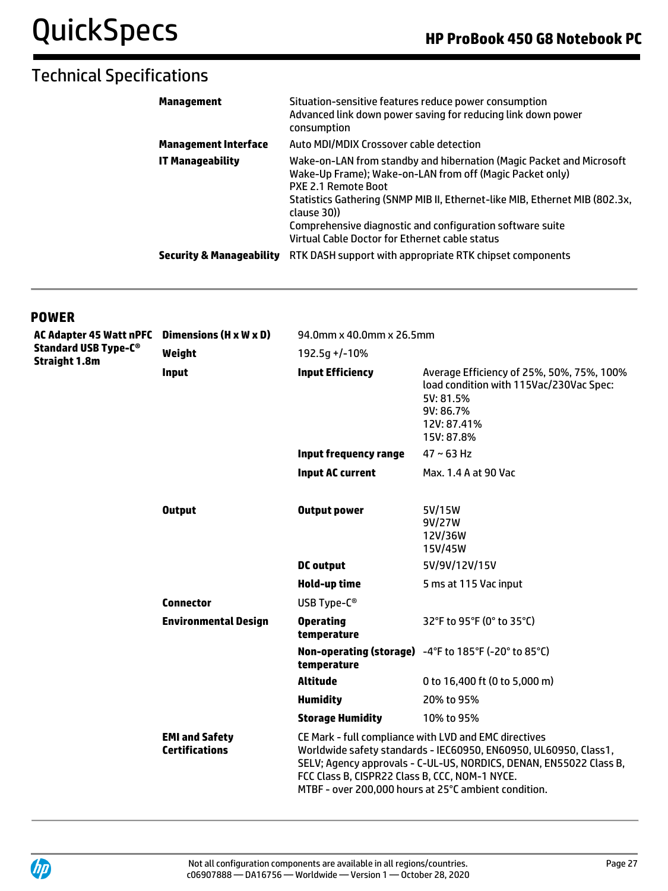## Technical Specifications

| | |
|---|---|
| **Management** | Situation-sensitive features reduce power consumption<br>Advanced link down power saving for reducing link down power consumption |
| **Management Interface** | Auto MDI/MDIX Crossover cable detection |
| **IT Manageability** | Wake-on-LAN from standby and hibernation (Magic Packet and Microsoft Wake-Up Frame); Wake-on-LAN from off (Magic Packet only)<br>PXE 2.1 Remote Boot<br>Statistics Gathering (SNMP MIB II, Ethernet-like MIB, Ethernet MIB (802.3x, clause 30))<br>Comprehensive diagnostic and configuration software suite<br>Virtual Cable Doctor for Ethernet cable status |
| **Security & Manageability** | RTK DASH support with appropriate RTK chipset components |

## POWER

| | | | |
|---|---|---|---|
| **AC Adapter 45 Watt nPFC Standard USB Type-C® Straight 1.8m** | **Dimensions (H x W x D)** | 94.0mm x 40.0mm x 26.5mm | |
| | **Weight** | 192.5g +/-10% | |
| | **Input** | **Input Efficiency** | Average Efficiency of 25%, 50%, 75%, 100% load condition with 115Vac/230Vac Spec:<br>5V: 81.5%<br>9V: 86.7%<br>12V: 87.41%<br>15V: 87.8% |
| | | **Input frequency range** | 47 ~ 63 Hz |
| | | **Input AC current** | Max. 1.4 A at 90 Vac |
| | **Output** | **Output power** | 5V/15W<br>9V/27W<br>12V/36W<br>15V/45W |
| | | **DC output** | 5V/9V/12V/15V |
| | | **Hold-up time** | 5 ms at 115 Vac input |
| | **Connector** | USB Type-C® | |
| | **Environmental Design** | **Operating temperature** | 32°F to 95°F (0° to 35°C) |
| | | **Non-operating (storage) temperature** | -4°F to 185°F (-20° to 85°C) |
| | | **Altitude** | 0 to 16,400 ft (0 to 5,000 m) |
| | | **Humidity** | 20% to 95% |
| | | **Storage Humidity** | 10% to 95% |
| | **EMI and Safety Certifications** | CE Mark - full compliance with LVD and EMC directives<br>Worldwide safety standards - IEC60950, EN60950, UL60950, Class1, SELV; Agency approvals - C-UL-US, NORDICS, DENAN, EN55022 Class B, FCC Class B, CISPR22 Class B, CCC, NOM-1 NYCE.<br>MTBF - over 200,000 hours at 25°C ambient condition. | |

Not all configuration components are available in all regions/countries.
c06907888 — DA16756 — Worldwide — Version 1 — October 28, 2020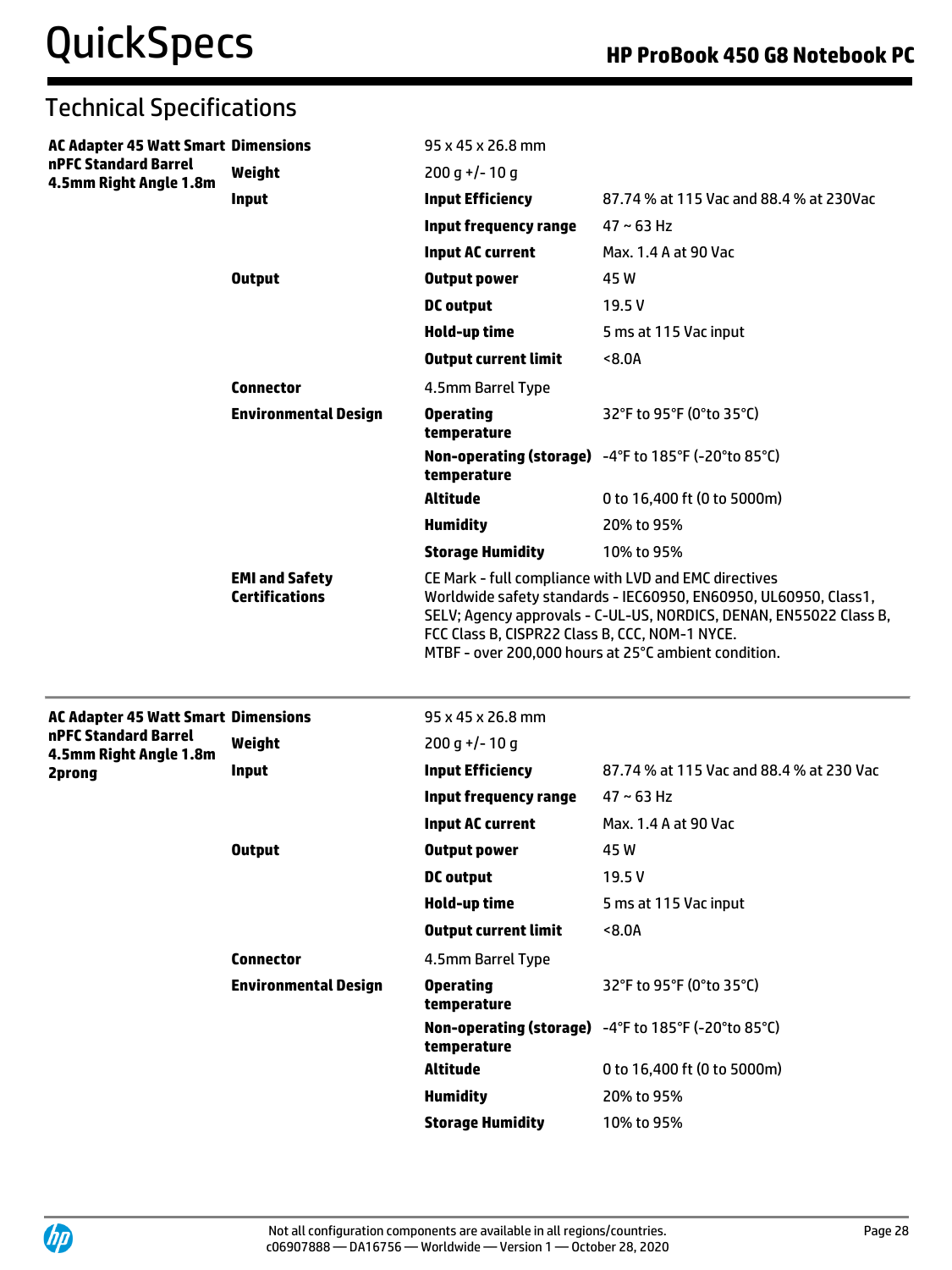## Technical Specifications

| | | | |
|---|---|---|---|
| **AC Adapter 45 Watt Smart nPFC Standard Barrel 4.5mm Right Angle 1.8m** | **Dimensions** | 95 x 45 x 26.8 mm | |
| | **Weight** | 200 g +/- 10 g | |
| | **Input** | **Input Efficiency** | 87.74 % at 115 Vac and 88.4 % at 230Vac |
| | | **Input frequency range** | 47 ~ 63 Hz |
| | | **Input AC current** | Max. 1.4 A at 90 Vac |
| | **Output** | **Output power** | 45 W |
| | | **DC output** | 19.5 V |
| | | **Hold-up time** | 5 ms at 115 Vac input |
| | | **Output current limit** | <8.0A |
| | **Connector** | 4.5mm Barrel Type | |
| | **Environmental Design** | **Operating temperature** | 32°F to 95°F (0°to 35°C) |
| | | **Non-operating (storage) temperature** | -4°F to 185°F (-20°to 85°C) |
| | | **Altitude** | 0 to 16,400 ft (0 to 5000m) |
| | | **Humidity** | 20% to 95% |
| | | **Storage Humidity** | 10% to 95% |
| | **EMI and Safety Certifications** | CE Mark - full compliance with LVD and EMC directives<br>Worldwide safety standards - IEC60950, EN60950, UL60950, Class1, SELV; Agency approvals - C-UL-US, NORDICS, DENAN, EN55022 Class B, FCC Class B, CISPR22 Class B, CCC, NOM-1 NYCE.<br>MTBF - over 200,000 hours at 25°C ambient condition. | |

| | | | |
|---|---|---|---|
| **AC Adapter 45 Watt Smart nPFC Standard Barrel 4.5mm Right Angle 1.8m 2prong** | **Dimensions** | 95 x 45 x 26.8 mm | |
| | **Weight** | 200 g +/- 10 g | |
| | **Input** | **Input Efficiency** | 87.74 % at 115 Vac and 88.4 % at 230 Vac |
| | | **Input frequency range** | 47 ~ 63 Hz |
| | | **Input AC current** | Max. 1.4 A at 90 Vac |
| | **Output** | **Output power** | 45 W |
| | | **DC output** | 19.5 V |
| | | **Hold-up time** | 5 ms at 115 Vac input |
| | | **Output current limit** | <8.0A |
| | **Connector** | 4.5mm Barrel Type | |
| | **Environmental Design** | **Operating temperature** | 32°F to 95°F (0°to 35°C) |
| | | **Non-operating (storage) temperature** | -4°F to 185°F (-20°to 85°C) |
| | | **Altitude** | 0 to 16,400 ft (0 to 5000m) |
| | | **Humidity** | 20% to 95% |
| | | **Storage Humidity** | 10% to 95% |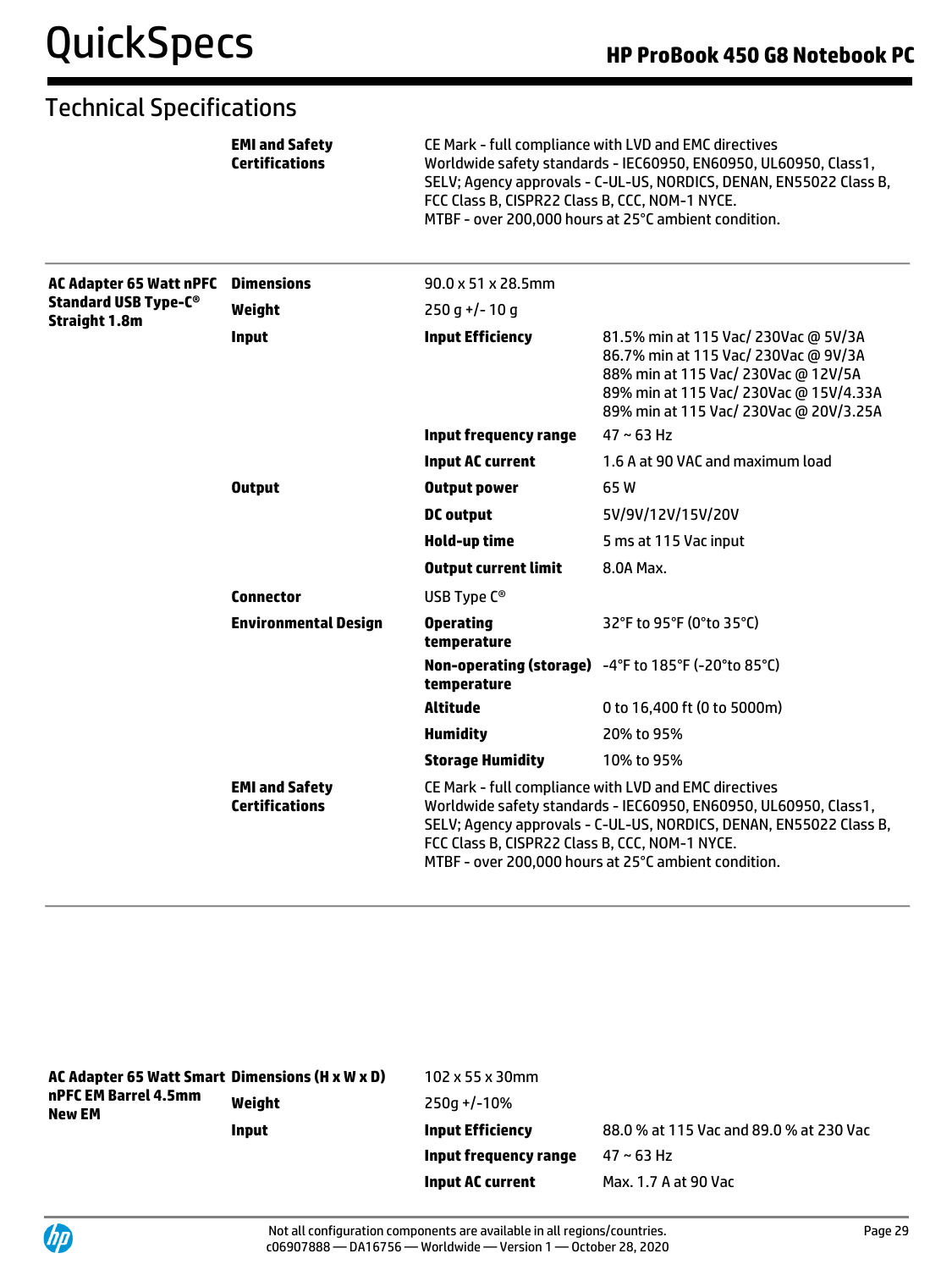## Technical Specifications

| | | | |
|---|---|---|---|
| | **EMI and Safety Certifications** | CE Mark - full compliance with LVD and EMC directives<br>Worldwide safety standards - IEC60950, EN60950, UL60950, Class1, SELV; Agency approvals - C-UL-US, NORDICS, DENAN, EN55022 Class B, FCC Class B, CISPR22 Class B, CCC, NOM-1 NYCE.<br>MTBF - over 200,000 hours at 25°C ambient condition. | |

| | | | |
|---|---|---|---|
| **AC Adapter 65 Watt nPFC Standard USB Type-C® Straight 1.8m** | **Dimensions** | 90.0 x 51 x 28.5mm | |
| | **Weight** | 250 g +/- 10 g | |
| | **Input** | **Input Efficiency** | 81.5% min at 115 Vac/ 230Vac @ 5V/3A<br>86.7% min at 115 Vac/ 230Vac @ 9V/3A<br>88% min at 115 Vac/ 230Vac @ 12V/5A<br>89% min at 115 Vac/ 230Vac @ 15V/4.33A<br>89% min at 115 Vac/ 230Vac @ 20V/3.25A |
| | | **Input frequency range** | 47 ~ 63 Hz |
| | | **Input AC current** | 1.6 A at 90 VAC and maximum load |
| | **Output** | **Output power** | 65 W |
| | | **DC output** | 5V/9V/12V/15V/20V |
| | | **Hold-up time** | 5 ms at 115 Vac input |
| | | **Output current limit** | 8.0A Max. |
| | **Connector** | USB Type C® | |
| | **Environmental Design** | **Operating temperature** | 32°F to 95°F (0°to 35°C) |
| | | **Non-operating (storage) temperature** | -4°F to 185°F (-20°to 85°C) |
| | | **Altitude** | 0 to 16,400 ft (0 to 5000m) |
| | | **Humidity** | 20% to 95% |
| | | **Storage Humidity** | 10% to 95% |
| | **EMI and Safety Certifications** | CE Mark - full compliance with LVD and EMC directives<br>Worldwide safety standards - IEC60950, EN60950, UL60950, Class1, SELV; Agency approvals - C-UL-US, NORDICS, DENAN, EN55022 Class B, FCC Class B, CISPR22 Class B, CCC, NOM-1 NYCE.<br>MTBF - over 200,000 hours at 25°C ambient condition. | |

| | | | |
|---|---|---|---|
| **AC Adapter 65 Watt Smart nPFC EM Barrel 4.5mm New EM** | **Dimensions (H x W x D)** | 102 x 55 x 30mm | |
| | **Weight** | 250g +/-10% | |
| | **Input** | **Input Efficiency** | 88.0 % at 115 Vac and 89.0 % at 230 Vac |
| | | **Input frequency range** | 47 ~ 63 Hz |
| | | **Input AC current** | Max. 1.7 A at 90 Vac |

Not all configuration components are available in all regions/countries.
c06907888 — DA16756 — Worldwide — Version 1 — October 28, 2020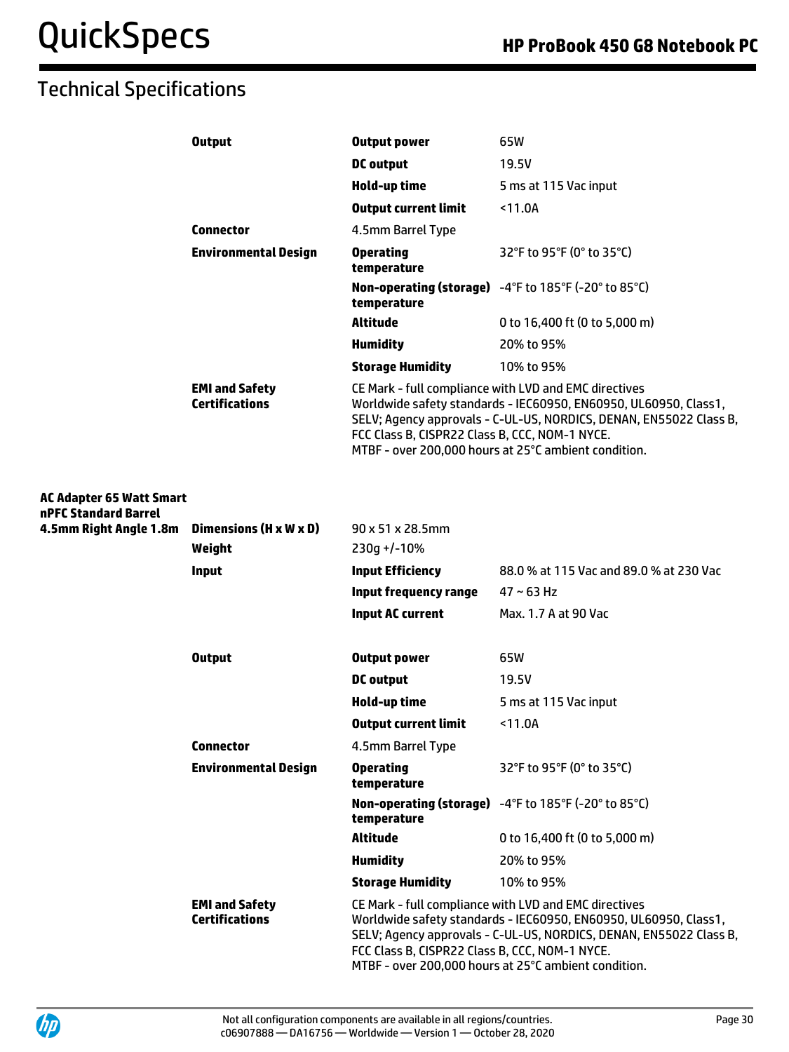## Technical Specifications

| | | | |
|---|---|---|---|
| | **Output** | **Output power** | 65W |
| | | **DC output** | 19.5V |
| | | **Hold-up time** | 5 ms at 115 Vac input |
| | | **Output current limit** | <11.0A |
| | **Connector** | 4.5mm Barrel Type | |
| | **Environmental Design** | **Operating temperature** | 32°F to 95°F (0° to 35°C) |
| | | **Non-operating (storage) temperature** | -4°F to 185°F (-20° to 85°C) |
| | | **Altitude** | 0 to 16,400 ft (0 to 5,000 m) |
| | | **Humidity** | 20% to 95% |
| | | **Storage Humidity** | 10% to 95% |
| | **EMI and Safety Certifications** | CE Mark - full compliance with LVD and EMC directives<br>Worldwide safety standards - IEC60950, EN60950, UL60950, Class1, SELV; Agency approvals - C-UL-US, NORDICS, DENAN, EN55022 Class B, FCC Class B, CISPR22 Class B, CCC, NOM-1 NYCE.<br>MTBF - over 200,000 hours at 25°C ambient condition. | |
| **AC Adapter 65 Watt Smart nPFC Standard Barrel 4.5mm Right Angle 1.8m** | **Dimensions (H x W x D)** | 90 x 51 x 28.5mm | |
| | **Weight** | 230g +/-10% | |
| | **Input** | **Input Efficiency** | 88.0 % at 115 Vac and 89.0 % at 230 Vac |
| | | **Input frequency range** | 47 ~ 63 Hz |
| | | **Input AC current** | Max. 1.7 A at 90 Vac |
| | **Output** | **Output power** | 65W |
| | | **DC output** | 19.5V |
| | | **Hold-up time** | 5 ms at 115 Vac input |
| | | **Output current limit** | <11.0A |
| | **Connector** | 4.5mm Barrel Type | |
| | **Environmental Design** | **Operating temperature** | 32°F to 95°F (0° to 35°C) |
| | | **Non-operating (storage) temperature** | -4°F to 185°F (-20° to 85°C) |
| | | **Altitude** | 0 to 16,400 ft (0 to 5,000 m) |
| | | **Humidity** | 20% to 95% |
| | | **Storage Humidity** | 10% to 95% |
| | **EMI and Safety Certifications** | CE Mark - full compliance with LVD and EMC directives<br>Worldwide safety standards - IEC60950, EN60950, UL60950, Class1, SELV; Agency approvals - C-UL-US, NORDICS, DENAN, EN55022 Class B, FCC Class B, CISPR22 Class B, CCC, NOM-1 NYCE.<br>MTBF - over 200,000 hours at 25°C ambient condition. | |

Not all configuration components are available in all regions/countries.
c06907888 — DA16756 — Worldwide — Version 1 — October 28, 2020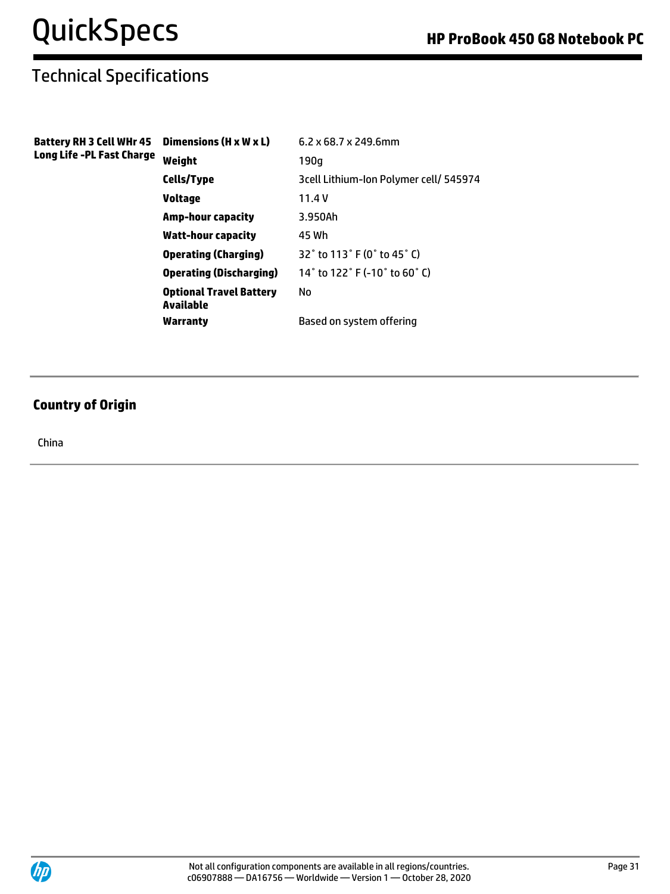## Technical Specifications

| | | |
|---|---|---|
| **Battery RH 3 Cell WHr 45 Long Life -PL Fast Charge** | **Dimensions (H x W x L)** | 6.2 x 68.7 x 249.6mm |
| | **Weight** | 190g |
| | **Cells/Type** | 3cell Lithium-Ion Polymer cell/ 545974 |
| | **Voltage** | 11.4 V |
| | **Amp-hour capacity** | 3.950Ah |
| | **Watt-hour capacity** | 45 Wh |
| | **Operating (Charging)** | 32˚ to 113˚ F (0˚ to 45˚ C) |
| | **Operating (Discharging)** | 14˚ to 122˚ F (-10˚ to 60˚ C) |
| | **Optional Travel Battery Available** | No |
| | **Warranty** | Based on system offering |

### Country of Origin

China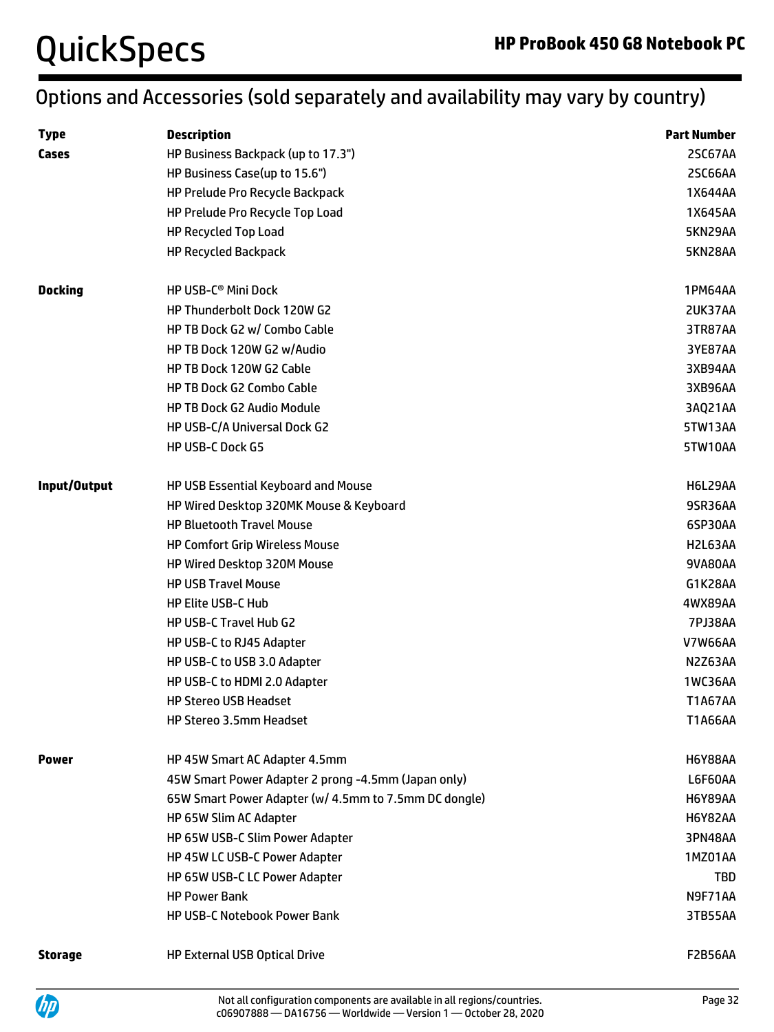## Options and Accessories (sold separately and availability may vary by country)

| Type | Description | Part Number |
|---|---|---|
| **Cases** | HP Business Backpack (up to 17.3") | 2SC67AA |
| | HP Business Case(up to 15.6") | 2SC66AA |
| | HP Prelude Pro Recycle Backpack | 1X644AA |
| | HP Prelude Pro Recycle Top Load | 1X645AA |
| | HP Recycled Top Load | 5KN29AA |
| | HP Recycled Backpack | 5KN28AA |
| **Docking** | HP USB-C® Mini Dock | 1PM64AA |
| | HP Thunderbolt Dock 120W G2 | 2UK37AA |
| | HP TB Dock G2 w/ Combo Cable | 3TR87AA |
| | HP TB Dock 120W G2 w/Audio | 3YE87AA |
| | HP TB Dock 120W G2 Cable | 3XB94AA |
| | HP TB Dock G2 Combo Cable | 3XB96AA |
| | HP TB Dock G2 Audio Module | 3AQ21AA |
| | HP USB-C/A Universal Dock G2 | 5TW13AA |
| | HP USB-C Dock G5 | 5TW10AA |
| **Input/Output** | HP USB Essential Keyboard and Mouse | H6L29AA |
| | HP Wired Desktop 320MK Mouse & Keyboard | 9SR36AA |
| | HP Bluetooth Travel Mouse | 6SP30AA |
| | HP Comfort Grip Wireless Mouse | H2L63AA |
| | HP Wired Desktop 320M Mouse | 9VA80AA |
| | HP USB Travel Mouse | G1K28AA |
| | HP Elite USB-C Hub | 4WX89AA |
| | HP USB-C Travel Hub G2 | 7PJ38AA |
| | HP USB-C to RJ45 Adapter | V7W66AA |
| | HP USB-C to USB 3.0 Adapter | N2Z63AA |
| | HP USB-C to HDMI 2.0 Adapter | 1WC36AA |
| | HP Stereo USB Headset | T1A67AA |
| | HP Stereo 3.5mm Headset | T1A66AA |
| **Power** | HP 45W Smart AC Adapter 4.5mm | H6Y88AA |
| | 45W Smart Power Adapter 2 prong -4.5mm (Japan only) | L6F60AA |
| | 65W Smart Power Adapter (w/ 4.5mm to 7.5mm DC dongle) | H6Y89AA |
| | HP 65W Slim AC Adapter | H6Y82AA |
| | HP 65W USB-C Slim Power Adapter | 3PN48AA |
| | HP 45W LC USB-C Power Adapter | 1MZ01AA |
| | HP 65W USB-C LC Power Adapter | TBD |
| | HP Power Bank | N9F71AA |
| | HP USB-C Notebook Power Bank | 3TB55AA |
| **Storage** | HP External USB Optical Drive | F2B56AA |

Not all configuration components are available in all regions/countries.
c06907888 — DA16756 — Worldwide — Version 1 — October 28, 2020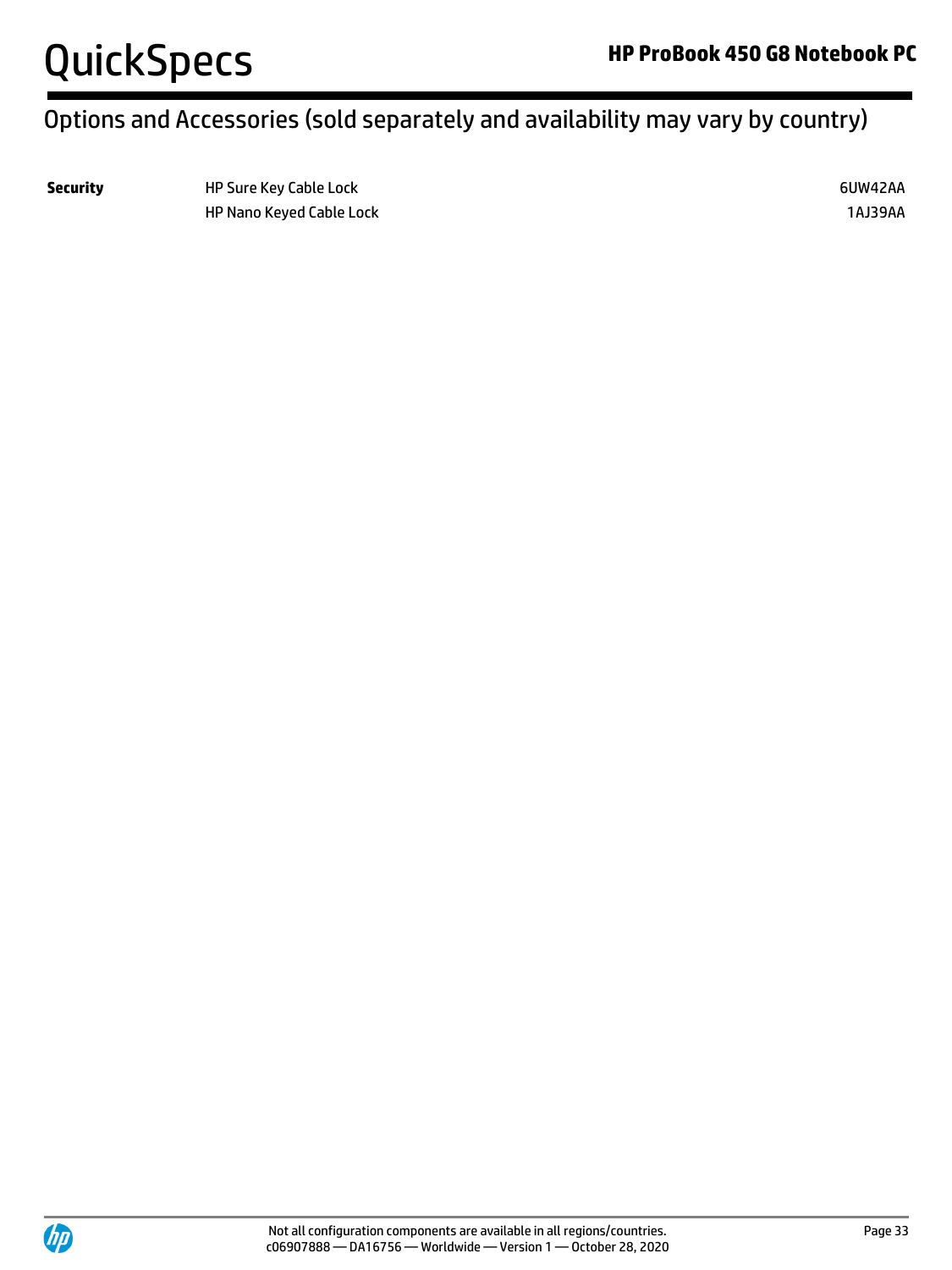## Options and Accessories (sold separately and availability may vary by country)

| | | |
|---|---|---|
| **Security** | HP Sure Key Cable Lock | 6UW42AA |
| | HP Nano Keyed Cable Lock | 1AJ39AA |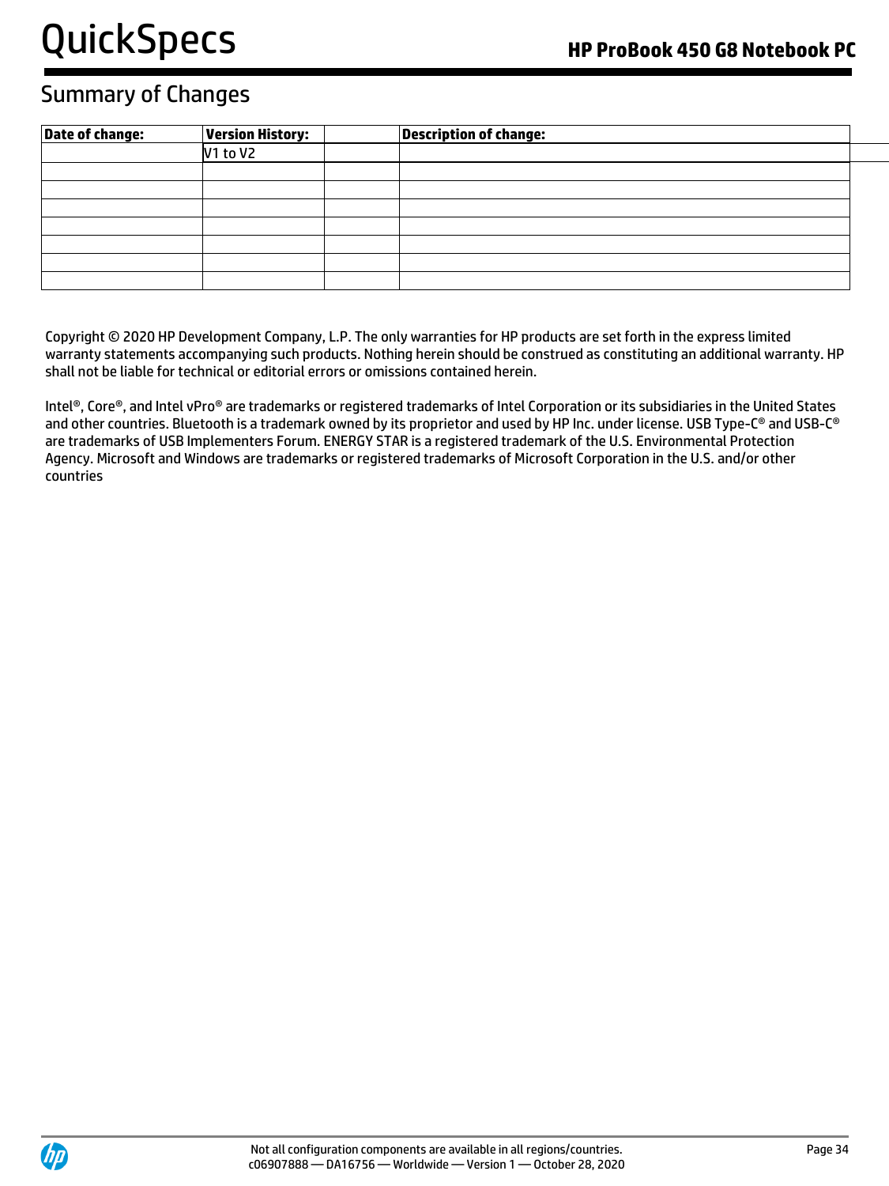## Summary of Changes

| Date of change: | Version History: | | Description of change: |
|---|---|---|---|
| | V1 to V2 | | |
| | | | |
| | | | |
| | | | |
| | | | |
| | | | |
| | | | |
| | | | |

Copyright © 2020 HP Development Company, L.P. The only warranties for HP products are set forth in the express limited warranty statements accompanying such products. Nothing herein should be construed as constituting an additional warranty. HP shall not be liable for technical or editorial errors or omissions contained herein.

Intel®, Core®, and Intel vPro® are trademarks or registered trademarks of Intel Corporation or its subsidiaries in the United States and other countries. Bluetooth is a trademark owned by its proprietor and used by HP Inc. under license. USB Type-C® and USB-C® are trademarks of USB Implementers Forum. ENERGY STAR is a registered trademark of the U.S. Environmental Protection Agency. Microsoft and Windows are trademarks or registered trademarks of Microsoft Corporation in the U.S. and/or other countries